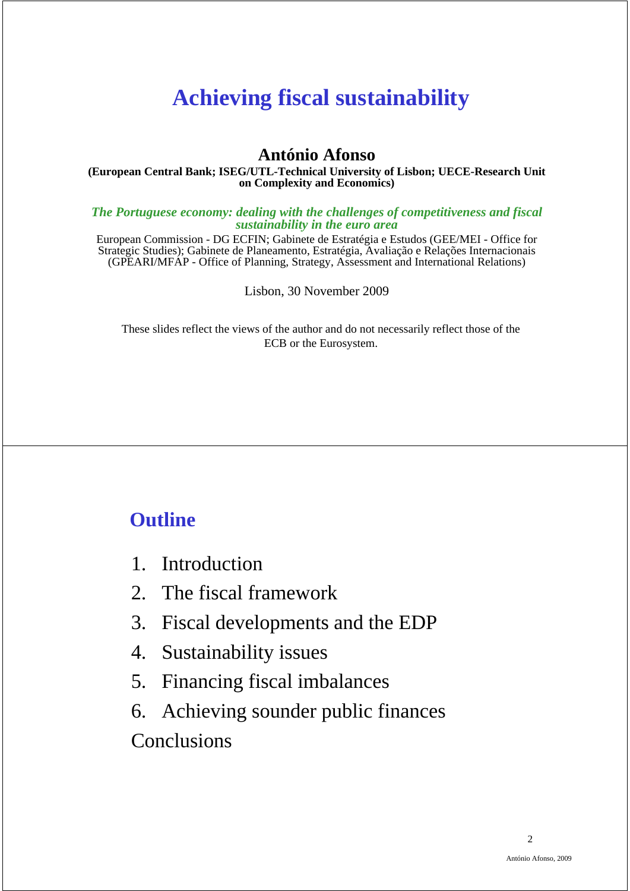# Achieving fiscal sustainability

**António Afonso**

**(European Central Bank; ISEG/UTL-Technical University of Lisbon; UECE-Research Unit on Complexity and Economics)**

***The Portuguese economy: dealing with the challenges of competitiveness and fiscal sustainability in the euro area***

European Commission - DG ECFIN; Gabinete de Estratégia e Estudos (GEE/MEI - Office for Strategic Studies); Gabinete de Planeamento, Estratégia, Avaliação e Relações Internacionais (GPEARI/MFAP - Office of Planning, Strategy, Assessment and International Relations)

Lisbon, 30 November 2009

These slides reflect the views of the author and do not necessarily reflect those of the ECB or the Eurosystem.

## Outline

1. Introduction
2. The fiscal framework
3. Fiscal developments and the EDP
4. Sustainability issues
5. Financing fiscal imbalances
6. Achieving sounder public finances

Conclusions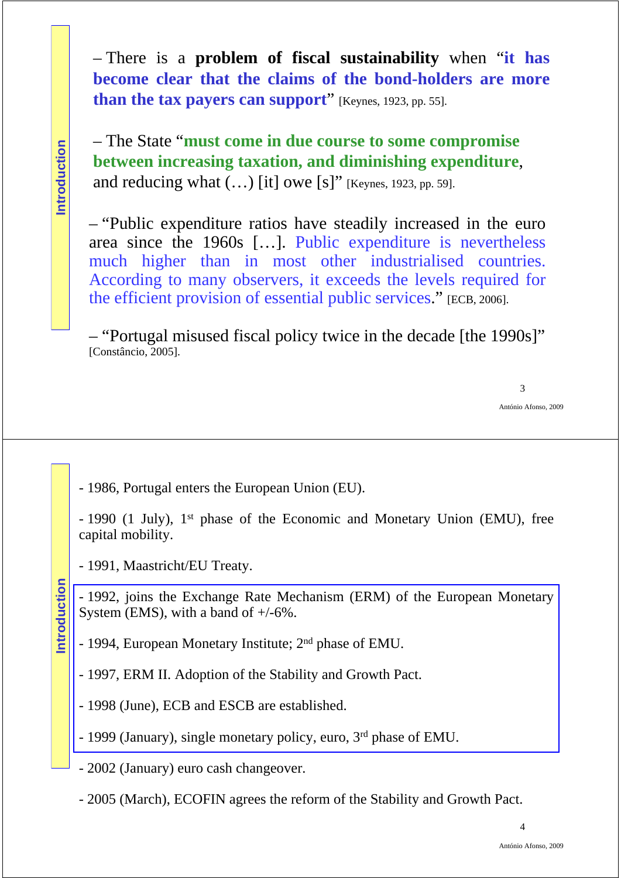## Introduction

– There is a **problem of fiscal sustainability** when "**it has become clear that the claims of the bond-holders are more than the tax payers can support**" [Keynes, 1923, pp. 55].

– The State "**must come in due course to some compromise between increasing taxation, and diminishing expenditure**, and reducing what (…) [it] owe [s]" [Keynes, 1923, pp. 59].

– "Public expenditure ratios have steadily increased in the euro area since the 1960s […]. Public expenditure is nevertheless much higher than in most other industrialised countries. According to many observers, it exceeds the levels required for the efficient provision of essential public services." [ECB, 2006].

– "Portugal misused fiscal policy twice in the decade [the 1990s]" [Constâncio, 2005].

## Introduction

- 1986, Portugal enters the European Union (EU).
- 1990 (1 July), 1st phase of the Economic and Monetary Union (EMU), free capital mobility.
- 1991, Maastricht/EU Treaty.
- 1992, joins the Exchange Rate Mechanism (ERM) of the European Monetary System (EMS), with a band of +/-6%.
- 1994, European Monetary Institute; 2nd phase of EMU.
- 1997, ERM II. Adoption of the Stability and Growth Pact.
- 1998 (June), ECB and ESCB are established.
- 1999 (January), single monetary policy, euro, 3rd phase of EMU.
- 2002 (January) euro cash changeover.
- 2005 (March), ECOFIN agrees the reform of the Stability and Growth Pact.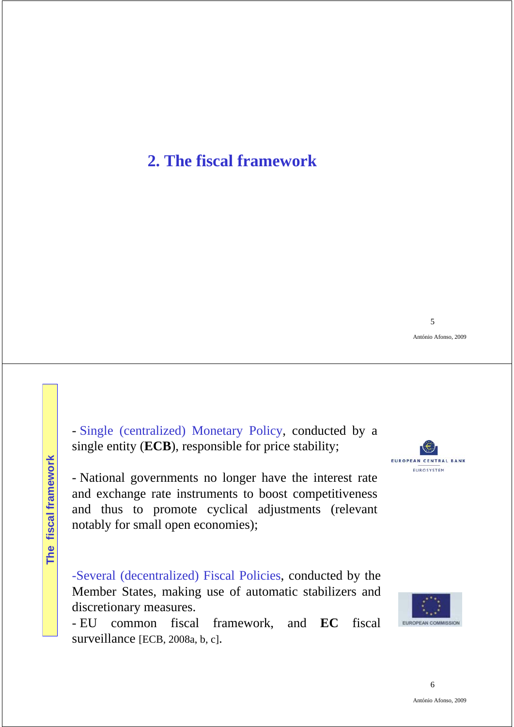## 2. The fiscal framework

The fiscal framework

- Single (centralized) Monetary Policy, conducted by a single entity (**ECB**), responsible for price stability;

- National governments no longer have the interest rate and exchange rate instruments to boost competitiveness and thus to promote cyclical adjustments (relevant notably for small open economies);

- Several (decentralized) Fiscal Policies, conducted by the Member States, making use of automatic stabilizers and discretionary measures.
- EU common fiscal framework, and **EC** fiscal surveillance [ECB, 2008a, b, c].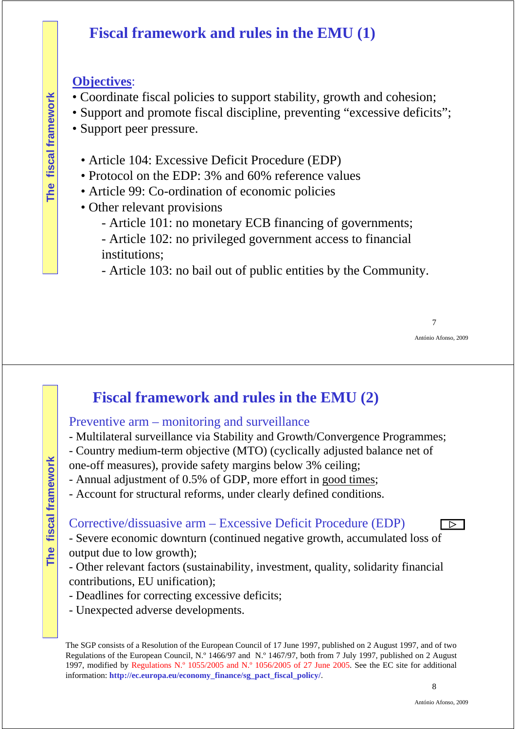# Fiscal framework and rules in the EMU (1)

**Objectives**:

- Coordinate fiscal policies to support stability, growth and cohesion;
- Support and promote fiscal discipline, preventing "excessive deficits";
- Support peer pressure.

  - Article 104: Excessive Deficit Procedure (EDP)
  - Protocol on the EDP: 3% and 60% reference values
  - Article 99: Co-ordination of economic policies
  - Other relevant provisions
    - Article 101: no monetary ECB financing of governments;
    - Article 102: no privileged government access to financial institutions;
    - Article 103: no bail out of public entities by the Community.

# Fiscal framework and rules in the EMU (2)

## Preventive arm – monitoring and surveillance

- Multilateral surveillance via Stability and Growth/Convergence Programmes;
- Country medium-term objective (MTO) (cyclically adjusted balance net of one-off measures), provide safety margins below 3% ceiling;
- Annual adjustment of 0.5% of GDP, more effort in good times;
- Account for structural reforms, under clearly defined conditions.

## Corrective/dissuasive arm – Excessive Deficit Procedure (EDP)

- Severe economic downturn (continued negative growth, accumulated loss of output due to low growth);
- Other relevant factors (sustainability, investment, quality, solidarity financial contributions, EU unification);
- Deadlines for correcting excessive deficits;
- Unexpected adverse developments.

The SGP consists of a Resolution of the European Council of 17 June 1997, published on 2 August 1997, and of two Regulations of the European Council, N.º 1466/97 and N.º 1467/97, both from 7 July 1997, published on 2 August 1997, modified by Regulations N.º 1055/2005 and N.º 1056/2005 of 27 June 2005. See the EC site for additional information: **http://ec.europa.eu/economy_finance/sg_pact_fiscal_policy/**.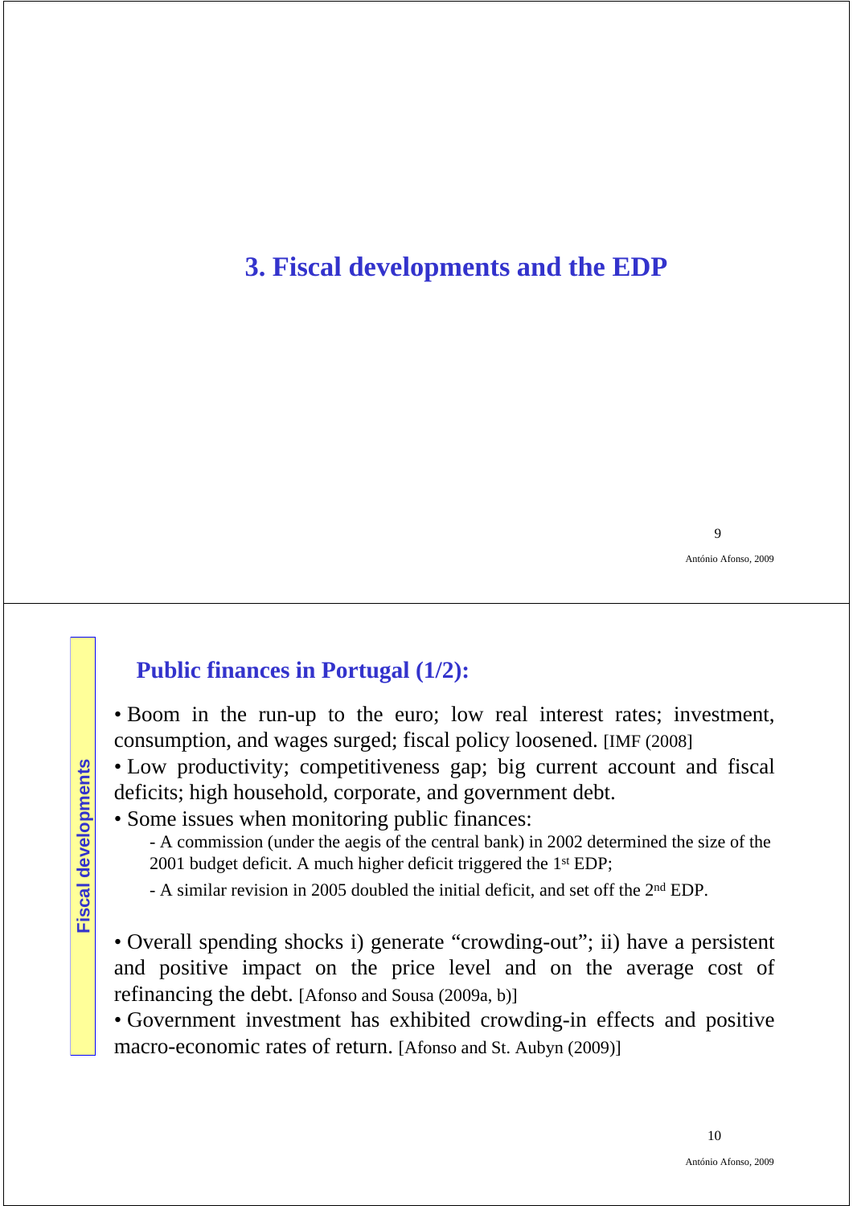# 3. Fiscal developments and the EDP

## Public finances in Portugal (1/2):

Fiscal developments

- Boom in the run-up to the euro; low real interest rates; investment, consumption, and wages surged; fiscal policy loosened. [IMF (2008]
- Low productivity; competitiveness gap; big current account and fiscal deficits; high household, corporate, and government debt.
- Some issues when monitoring public finances:
  - A commission (under the aegis of the central bank) in 2002 determined the size of the 2001 budget deficit. A much higher deficit triggered the 1st EDP;
  - A similar revision in 2005 doubled the initial deficit, and set off the 2nd EDP.
- Overall spending shocks i) generate "crowding-out"; ii) have a persistent and positive impact on the price level and on the average cost of refinancing the debt. [Afonso and Sousa (2009a, b)]
- Government investment has exhibited crowding-in effects and positive macro-economic rates of return. [Afonso and St. Aubyn (2009)]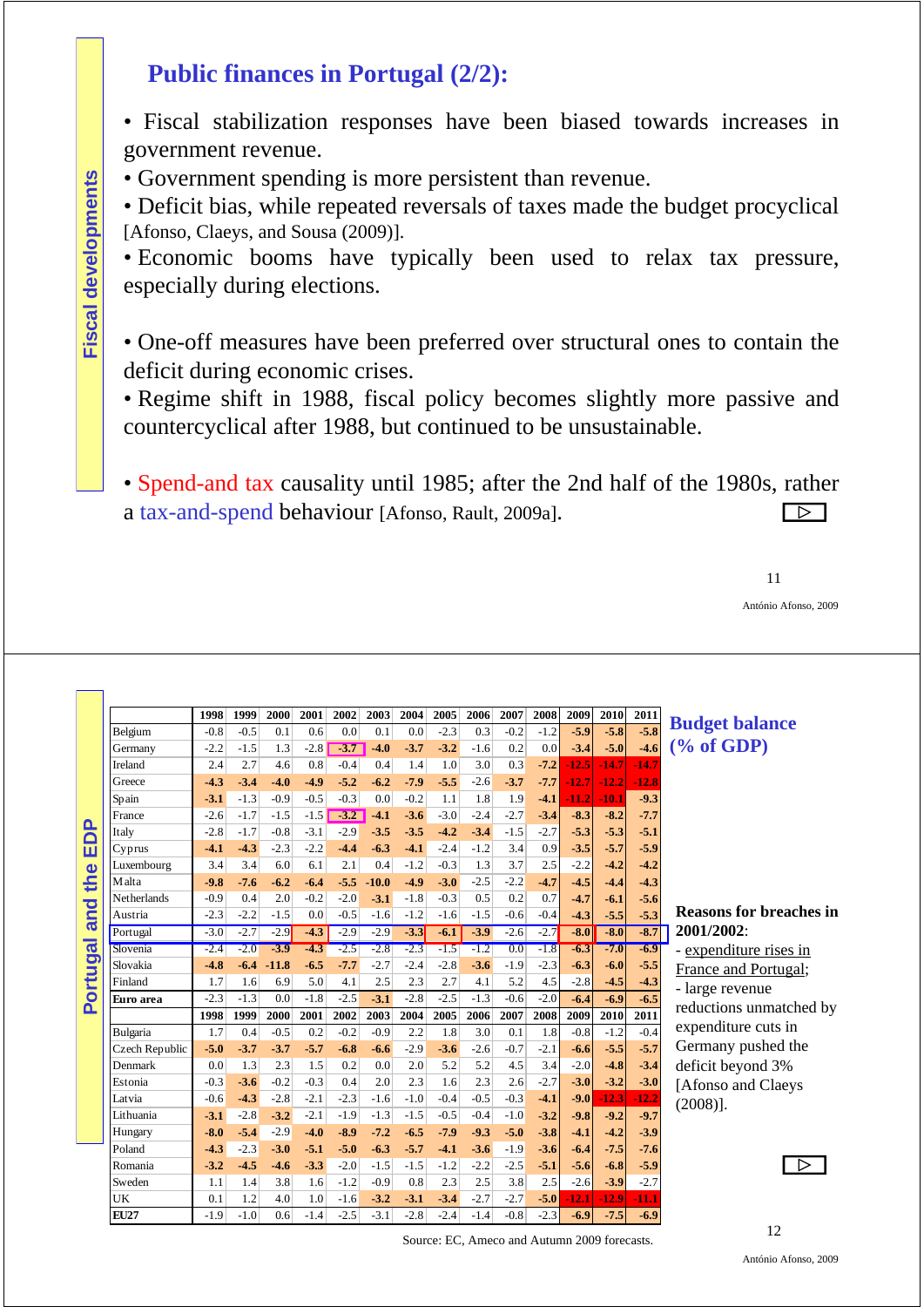## Fiscal developments

# Public finances in Portugal (2/2):

- Fiscal stabilization responses have been biased towards increases in government revenue.
- Government spending is more persistent than revenue.
- Deficit bias, while repeated reversals of taxes made the budget procyclical [Afonso, Claeys, and Sousa (2009)].
- Economic booms have typically been used to relax tax pressure, especially during elections.

- One-off measures have been preferred over structural ones to contain the deficit during economic crises.
- Regime shift in 1988, fiscal policy becomes slightly more passive and countercyclical after 1988, but continued to be unsustainable.

- Spend-and tax causality until 1985; after the 2nd half of the 1980s, rather a tax-and-spend behaviour [Afonso, Rault, 2009a].

António Afonso, 2009

## Portugal and the EDP

**Budget balance (% of GDP)**

| | 1998 | 1999 | 2000 | 2001 | 2002 | 2003 | 2004 | 2005 | 2006 | 2007 | 2008 | 2009 | 2010 | 2011 |
|---|---|---|---|---|---|---|---|---|---|---|---|---|---|---|
| Belgium | -0.8 | -0.5 | 0.1 | 0.6 | 0.0 | 0.1 | 0.0 | -2.3 | 0.3 | -0.2 | -1.2 | -5.9 | -5.8 | -5.8 |
| Germany | -2.2 | -1.5 | 1.3 | -2.8 | -3.7 | -4.0 | -3.7 | -3.2 | -1.6 | 0.2 | 0.0 | -3.4 | -5.0 | -4.6 |
| Ireland | 2.4 | 2.7 | 4.6 | 0.8 | -0.4 | 0.4 | 1.4 | 1.0 | 3.0 | 0.3 | -7.2 | -12.5 | -14.7 | -14.7 |
| Greece | -4.3 | -3.4 | -4.0 | -4.9 | -5.2 | -6.2 | -7.9 | -5.5 | -2.6 | -3.7 | -7.7 | -12.7 | -12.2 | -12.8 |
| Spain | -3.1 | -1.3 | -0.9 | -0.5 | -0.3 | 0.0 | -0.2 | 1.1 | 1.8 | 1.9 | -4.1 | -11.2 | -10.1 | -9.3 |
| France | -2.6 | -1.7 | -1.5 | -1.5 | -3.2 | -4.1 | -3.6 | -3.0 | -2.4 | -2.7 | -3.4 | -8.3 | -8.2 | -7.7 |
| Italy | -2.8 | -1.7 | -0.8 | -3.1 | -2.9 | -3.5 | -3.5 | -4.2 | -3.4 | -1.5 | -2.7 | -5.3 | -5.3 | -5.1 |
| Cyprus | -4.1 | -4.3 | -2.3 | -2.2 | -4.4 | -6.3 | -4.1 | -2.4 | -1.2 | 3.4 | 0.9 | -3.5 | -5.7 | -5.9 |
| Luxembourg | 3.4 | 3.4 | 6.0 | 6.1 | 2.1 | 0.4 | -1.2 | -0.3 | 1.3 | 3.7 | 2.5 | -2.2 | -4.2 | -4.2 |
| Malta | -9.8 | -7.6 | -6.2 | -6.4 | -5.5 | -10.0 | -4.9 | -3.0 | -2.5 | -2.2 | -4.7 | -4.5 | -4.4 | -4.3 |
| Netherlands | -0.9 | 0.4 | 2.0 | -0.2 | -2.0 | -3.1 | -1.8 | -0.3 | 0.5 | 0.2 | 0.7 | -4.7 | -6.1 | -5.6 |
| Austria | -2.3 | -2.2 | -1.5 | 0.0 | -0.5 | -1.6 | -1.2 | -1.6 | -1.5 | -0.6 | -0.4 | -4.3 | -5.5 | -5.3 |
| Portugal | -3.0 | -2.7 | -2.9 | -4.3 | -2.9 | -2.9 | -3.3 | -6.1 | -3.9 | -2.6 | -2.7 | -8.0 | -8.0 | -8.7 |
| Slovenia | -2.4 | -2.0 | -3.9 | -4.3 | -2.5 | -2.8 | -2.3 | -1.5 | -1.2 | 0.0 | -1.8 | -6.3 | -7.0 | -6.9 |
| Slovakia | -4.8 | -6.4 | -11.8 | -6.5 | -7.7 | -2.7 | -2.4 | -2.8 | -3.6 | -1.9 | -2.3 | -6.3 | -6.0 | -5.5 |
| Finland | 1.7 | 1.6 | 6.9 | 5.0 | 4.1 | 2.5 | 2.3 | 2.7 | 4.1 | 5.2 | 4.5 | -2.8 | -4.5 | -4.3 |
| **Euro area** | -2.3 | -1.3 | 0.0 | -1.8 | -2.5 | -3.1 | -2.8 | -2.5 | -1.3 | -0.6 | -2.0 | -6.4 | -6.9 | -6.5 |
| | **1998** | **1999** | **2000** | **2001** | **2002** | **2003** | **2004** | **2005** | **2006** | **2007** | **2008** | **2009** | **2010** | **2011** |
| Bulgaria | 1.7 | 0.4 | -0.5 | 0.2 | -0.2 | -0.9 | 2.2 | 1.8 | 3.0 | 0.1 | 1.8 | -0.8 | -1.2 | -0.4 |
| Czech Republic | -5.0 | -3.7 | -3.7 | -5.7 | -6.8 | -6.6 | -2.9 | -3.6 | -2.6 | -0.7 | -2.1 | -6.6 | -5.5 | -5.7 |
| Denmark | 0.0 | 1.3 | 2.3 | 1.5 | 0.2 | 0.0 | 2.0 | 5.2 | 5.2 | 4.5 | 3.4 | -2.0 | -4.8 | -3.4 |
| Estonia | -0.3 | -3.6 | -0.2 | -0.3 | 0.4 | 2.0 | 2.3 | 1.6 | 2.3 | 2.6 | -2.7 | -3.0 | -3.2 | -3.0 |
| Latvia | -0.6 | -4.3 | -2.8 | -2.1 | -2.3 | -1.6 | -1.0 | -0.4 | -0.5 | -0.3 | -4.1 | -9.0 | -12.3 | -12.2 |
| Lithuania | -3.1 | -2.8 | -3.2 | -2.1 | -1.9 | -1.3 | -1.5 | -0.5 | -0.4 | -1.0 | -3.2 | -9.8 | -9.2 | -9.7 |
| Hungary | -8.0 | -5.4 | -2.9 | -4.0 | -8.9 | -7.2 | -6.5 | -7.9 | -9.3 | -5.0 | -3.8 | -4.1 | -4.2 | -3.9 |
| Poland | -4.3 | -2.3 | -3.0 | -5.1 | -5.0 | -6.3 | -5.7 | -4.1 | -3.6 | -1.9 | -3.6 | -6.4 | -7.5 | -7.6 |
| Romania | -3.2 | -4.5 | -4.6 | -3.3 | -2.0 | -1.5 | -1.5 | -1.2 | -2.2 | -2.5 | -5.1 | -5.6 | -6.8 | -5.9 |
| Sweden | 1.1 | 1.4 | 3.8 | 1.6 | -1.2 | -0.9 | 0.8 | 2.3 | 2.5 | 3.8 | 2.5 | -2.6 | -3.9 | -2.7 |
| UK | 0.1 | 1.2 | 4.0 | 1.0 | -1.6 | -3.2 | -3.1 | -3.4 | -2.7 | -2.7 | -5.0 | -12.1 | -12.9 | -11.1 |
| **EU27** | -1.9 | -1.0 | 0.6 | -1.4 | -2.5 | -3.1 | -2.8 | -2.4 | -1.4 | -0.8 | -2.3 | -6.9 | -7.5 | -6.9 |

Source: EC, Ameco and Autumn 2009 forecasts.

**Reasons for breaches in 2001/2002**:
- expenditure rises in France and Portugal;
- large revenue reductions unmatched by expenditure cuts in Germany pushed the deficit beyond 3% [Afonso and Claeys (2008)].

António Afonso, 2009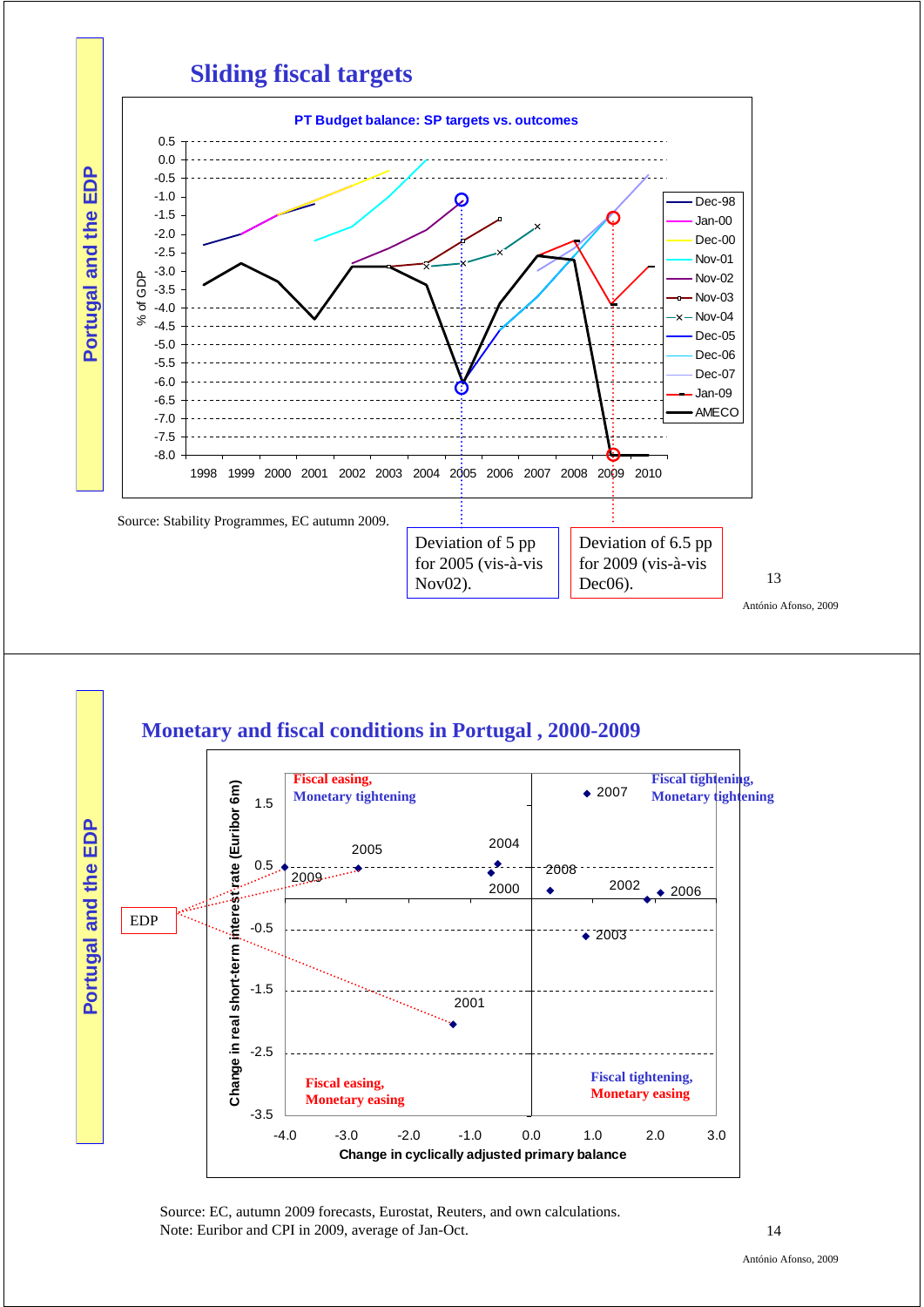## Sliding fiscal targets

**PT Budget balance: SP targets vs. outcomes**

Legend: Dec-98, Jan-00, Dec-00, Nov-01, Nov-02, Nov-03, Nov-04, Dec-05, Dec-06, Dec-07, Jan-09, AMECO

Y-axis: % of GDP (0.5 to -8.0); X-axis: 1998–2010

Source: Stability Programmes, EC autumn 2009.

Deviation of 5 pp for 2005 (vis-à-vis Nov02).

Deviation of 6.5 pp for 2009 (vis-à-vis Dec06).

## Monetary and fiscal conditions in Portugal , 2000-2009

Quadrants: Fiscal easing, Monetary tightening (top-left); Fiscal tightening, Monetary tightening (top-right); Fiscal easing, Monetary easing (bottom-left); Fiscal tightening, Monetary easing (bottom-right)

Y-axis: Change in real short-term interest rate (Euribor 6m)

X-axis: Change in cyclically adjusted primary balance

Data points labelled: 2000, 2001, 2002, 2003, 2004, 2005, 2006, 2007, 2008, 2009

EDP (linked to 2001, 2005, 2009)

Source: EC, autumn 2009 forecasts, Eurostat, Reuters, and own calculations.
Note: Euribor and CPI in 2009, average of Jan-Oct.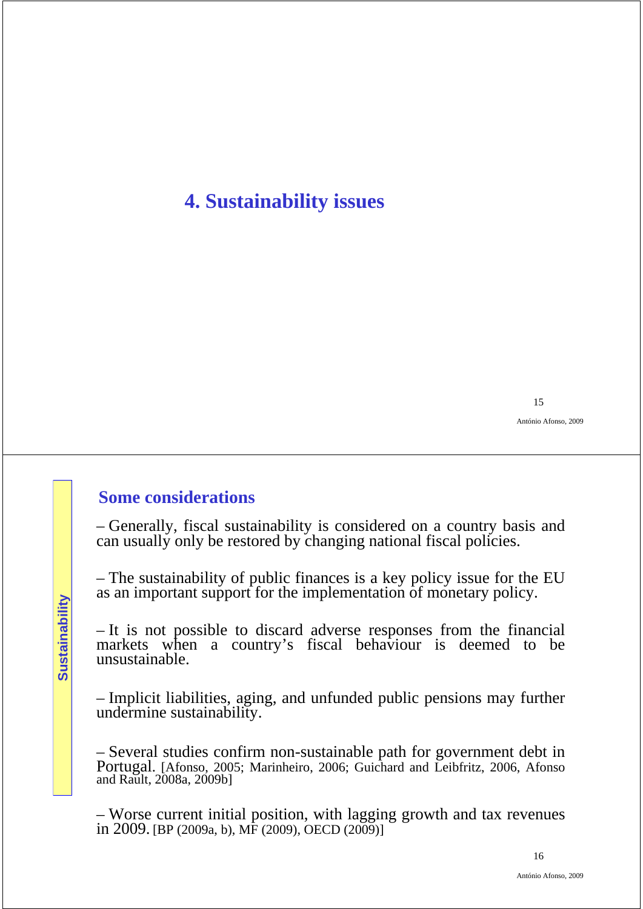# 4. Sustainability issues

## Some considerations

Sustainability

– Generally, fiscal sustainability is considered on a country basis and can usually only be restored by changing national fiscal policies.

– The sustainability of public finances is a key policy issue for the EU as an important support for the implementation of monetary policy.

– It is not possible to discard adverse responses from the financial markets when a country's fiscal behaviour is deemed to be unsustainable.

– Implicit liabilities, aging, and unfunded public pensions may further undermine sustainability.

– Several studies confirm non-sustainable path for government debt in Portugal. [Afonso, 2005; Marinheiro, 2006; Guichard and Leibfritz, 2006, Afonso and Rault, 2008a, 2009b]

– Worse current initial position, with lagging growth and tax revenues in 2009. [BP (2009a, b), MF (2009), OECD (2009)]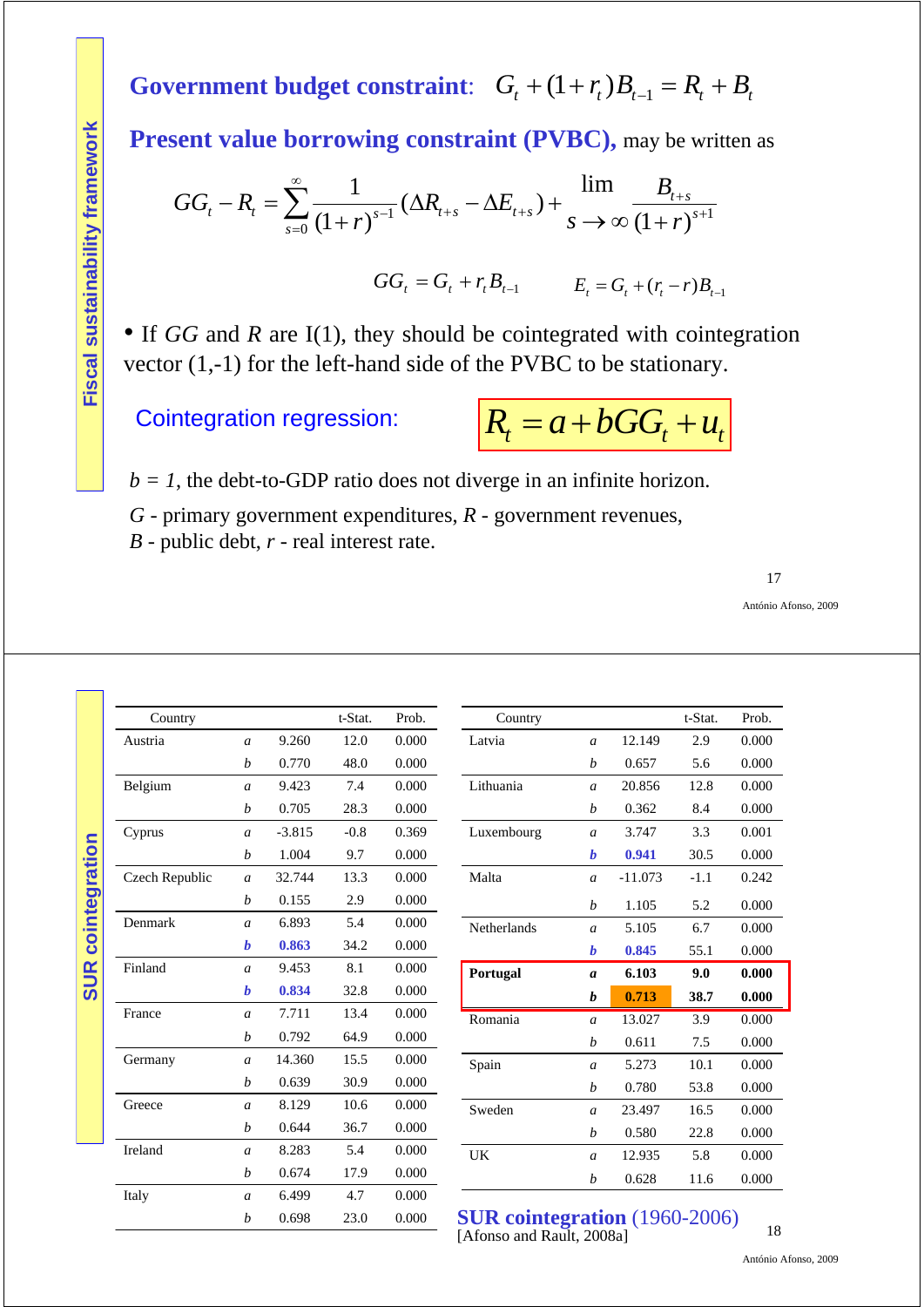## Fiscal sustainability framework

**Government budget constraint**: $G_t + (1+r_t)B_{t-1} = R_t + B_t$

**Present value borrowing constraint (PVBC),** may be written as

$$GG_t - R_t = \sum_{s=0}^{\infty} \frac{1}{(1+r)^{s-1}} (\Delta R_{t+s} - \Delta E_{t+s}) + \lim_{s \to \infty} \frac{B_{t+s}}{(1+r)^{s+1}}$$

$$GG_t = G_t + r_t B_{t-1} \qquad E_t = G_t + (r_t - r) B_{t-1}$$

- If $GG$ and $R$ are I(1), they should be cointegrated with cointegration vector (1,-1) for the left-hand side of the PVBC to be stationary.

Cointegration regression: $R_t = a + bGG_t + u_t$

$b = 1$, the debt-to-GDP ratio does not diverge in an infinite horizon.

$G$ - primary government expenditures, $R$ - government revenues, $B$ - public debt, $r$ - real interest rate.

António Afonso, 2009

## SUR cointegration

| Country | | | t-Stat. | Prob. |
|---|---|---|---|---|
| Austria | *a* | 9.260 | 12.0 | 0.000 |
| | *b* | 0.770 | 48.0 | 0.000 |
| Belgium | *a* | 9.423 | 7.4 | 0.000 |
| | *b* | 0.705 | 28.3 | 0.000 |
| Cyprus | *a* | -3.815 | -0.8 | 0.369 |
| | *b* | 1.004 | 9.7 | 0.000 |
| Czech Republic | *a* | 32.744 | 13.3 | 0.000 |
| | *b* | 0.155 | 2.9 | 0.000 |
| Denmark | *a* | 6.893 | 5.4 | 0.000 |
| | ***b*** | **0.863** | 34.2 | 0.000 |
| Finland | *a* | 9.453 | 8.1 | 0.000 |
| | ***b*** | **0.834** | 32.8 | 0.000 |
| France | *a* | 7.711 | 13.4 | 0.000 |
| | *b* | 0.792 | 64.9 | 0.000 |
| Germany | *a* | 14.360 | 15.5 | 0.000 |
| | *b* | 0.639 | 30.9 | 0.000 |
| Greece | *a* | 8.129 | 10.6 | 0.000 |
| | *b* | 0.644 | 36.7 | 0.000 |
| Ireland | *a* | 8.283 | 5.4 | 0.000 |
| | *b* | 0.674 | 17.9 | 0.000 |
| Italy | *a* | 6.499 | 4.7 | 0.000 |
| | *b* | 0.698 | 23.0 | 0.000 |

| Country | | | t-Stat. | Prob. |
|---|---|---|---|---|
| Latvia | *a* | 12.149 | 2.9 | 0.000 |
| | *b* | 0.657 | 5.6 | 0.000 |
| Lithuania | *a* | 20.856 | 12.8 | 0.000 |
| | *b* | 0.362 | 8.4 | 0.000 |
| Luxembourg | *a* | 3.747 | 3.3 | 0.001 |
| | ***b*** | **0.941** | 30.5 | 0.000 |
| Malta | *a* | -11.073 | -1.1 | 0.242 |
| | *b* | 1.105 | 5.2 | 0.000 |
| Netherlands | *a* | 5.105 | 6.7 | 0.000 |
| | ***b*** | **0.845** | 55.1 | 0.000 |
| **Portugal** | ***a*** | **6.103** | **9.0** | **0.000** |
| | ***b*** | **0.713** | **38.7** | **0.000** |
| Romania | *a* | 13.027 | 3.9 | 0.000 |
| | *b* | 0.611 | 7.5 | 0.000 |
| Spain | *a* | 5.273 | 10.1 | 0.000 |
| | *b* | 0.780 | 53.8 | 0.000 |
| Sweden | *a* | 23.497 | 16.5 | 0.000 |
| | *b* | 0.580 | 22.8 | 0.000 |
| UK | *a* | 12.935 | 5.8 | 0.000 |
| | *b* | 0.628 | 11.6 | 0.000 |

**SUR cointegration** (1960-2006)
[Afonso and Rault, 2008a]

António Afonso, 2009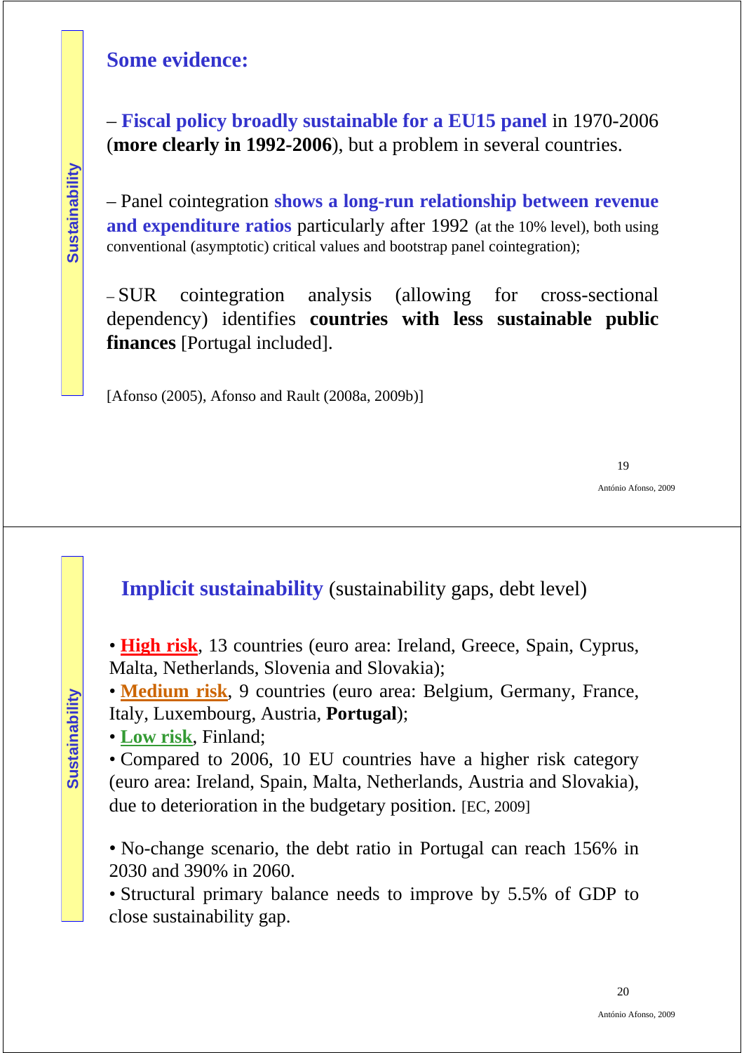## Some evidence:

– **Fiscal policy broadly sustainable for a EU15 panel** in 1970-2006 (**more clearly in 1992-2006**), but a problem in several countries.

– Panel cointegration **shows a long-run relationship between revenue and expenditure ratios** particularly after 1992 (at the 10% level), both using conventional (asymptotic) critical values and bootstrap panel cointegration);

– SUR cointegration analysis (allowing for cross-sectional dependency) identifies **countries with less sustainable public finances** [Portugal included].

[Afonso (2005), Afonso and Rault (2008a, 2009b)]

## Implicit sustainability (sustainability gaps, debt level)

- **High risk**, 13 countries (euro area: Ireland, Greece, Spain, Cyprus, Malta, Netherlands, Slovenia and Slovakia);
- **Medium risk**, 9 countries (euro area: Belgium, Germany, France, Italy, Luxembourg, Austria, **Portugal**);
- **Low risk**, Finland;
- Compared to 2006, 10 EU countries have a higher risk category (euro area: Ireland, Spain, Malta, Netherlands, Austria and Slovakia), due to deterioration in the budgetary position. [EC, 2009]

- No-change scenario, the debt ratio in Portugal can reach 156% in 2030 and 390% in 2060.
- Structural primary balance needs to improve by 5.5% of GDP to close sustainability gap.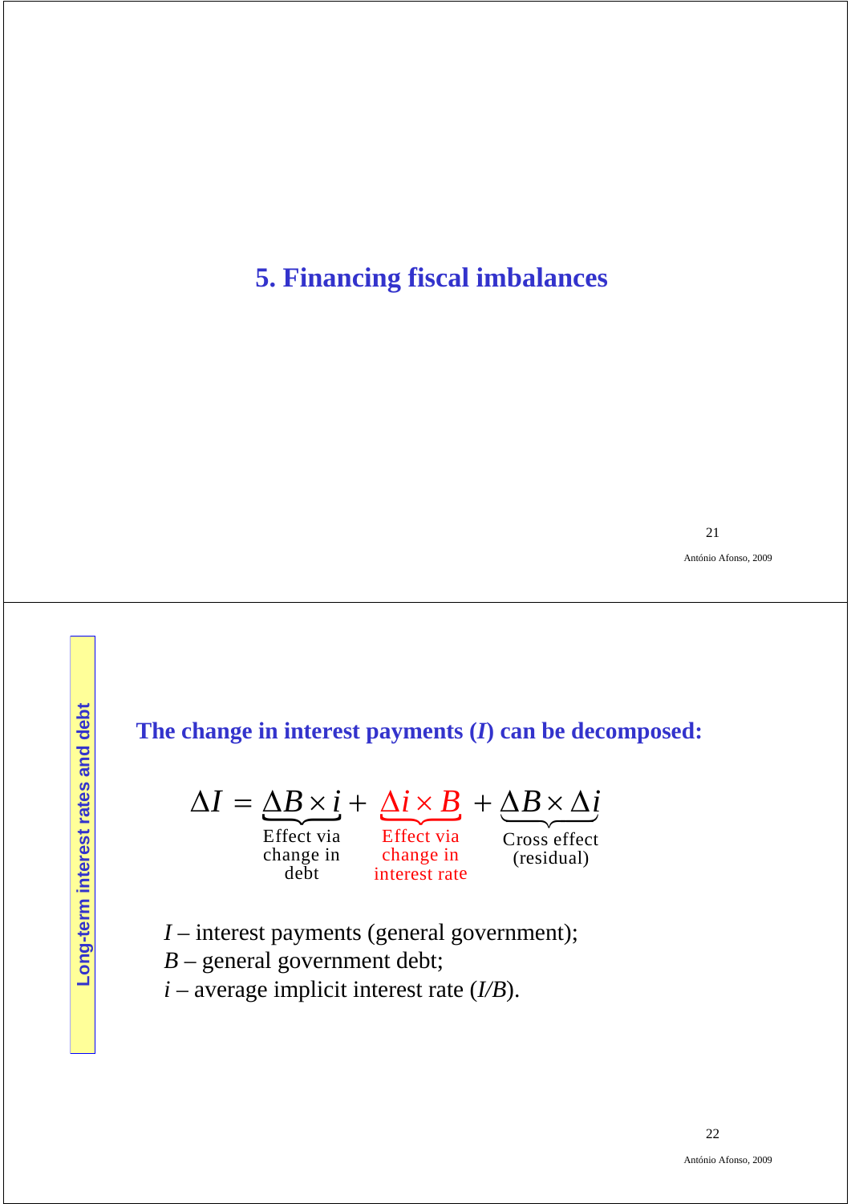# 5. Financing fiscal imbalances

Long-term interest rates and debt

**The change in interest payments (*I*) can be decomposed:**

$$\Delta I = \underbrace{\Delta B \times i}_{\text{Effect via change in debt}} + \underbrace{\Delta i \times B}_{\text{Effect via change in interest rate}} + \underbrace{\Delta B \times \Delta i}_{\text{Cross effect (residual)}}$$

$I$ – interest payments (general government);
$B$ – general government debt;
$i$ – average implicit interest rate ($I/B$).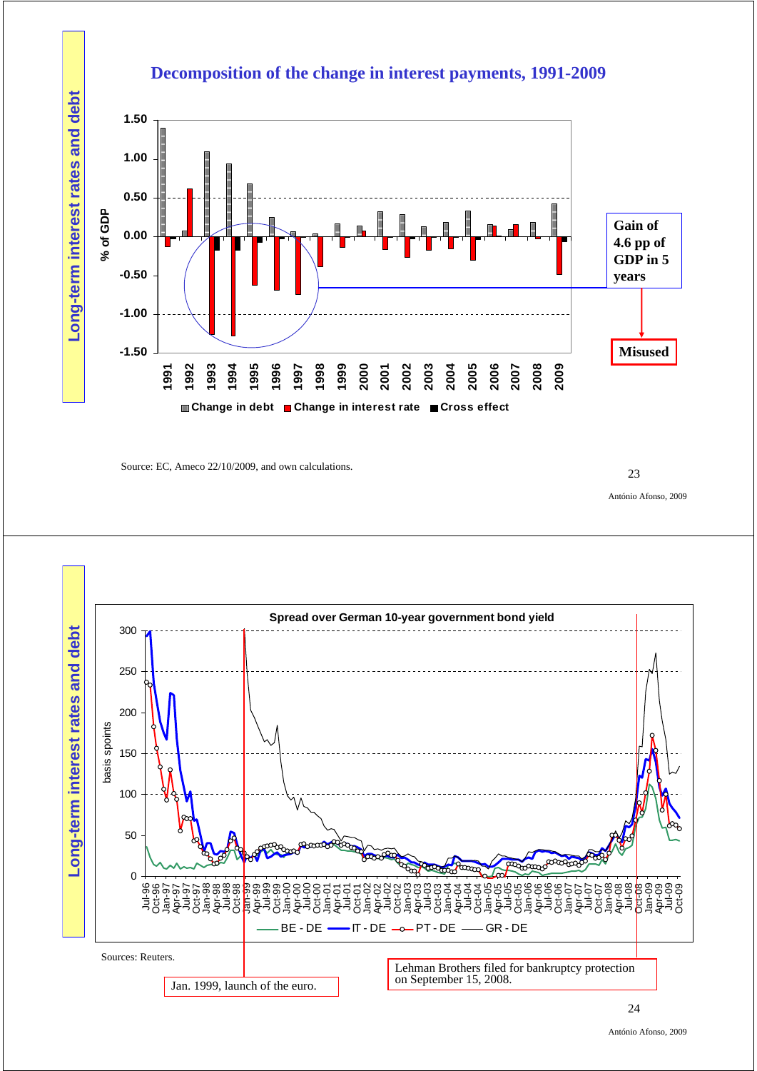## Long-term interest rates and debt

### Decomposition of the change in interest payments, 1991-2009

% of GDP

Change in debt | Change in interest rate | Cross effect

Gain of 4.6 pp of GDP in 5 years

**Misused**

Source: EC, Ameco 22/10/2009, and own calculations.

António Afonso, 2009

## Long-term interest rates and debt

### Spread over German 10-year government bond yield

basis spoints

BE - DE | IT - DE | PT - DE | GR - DE

Jan. 1999, launch of the euro.

Lehman Brothers filed for bankruptcy protection on September 15, 2008.

Sources: Reuters.

António Afonso, 2009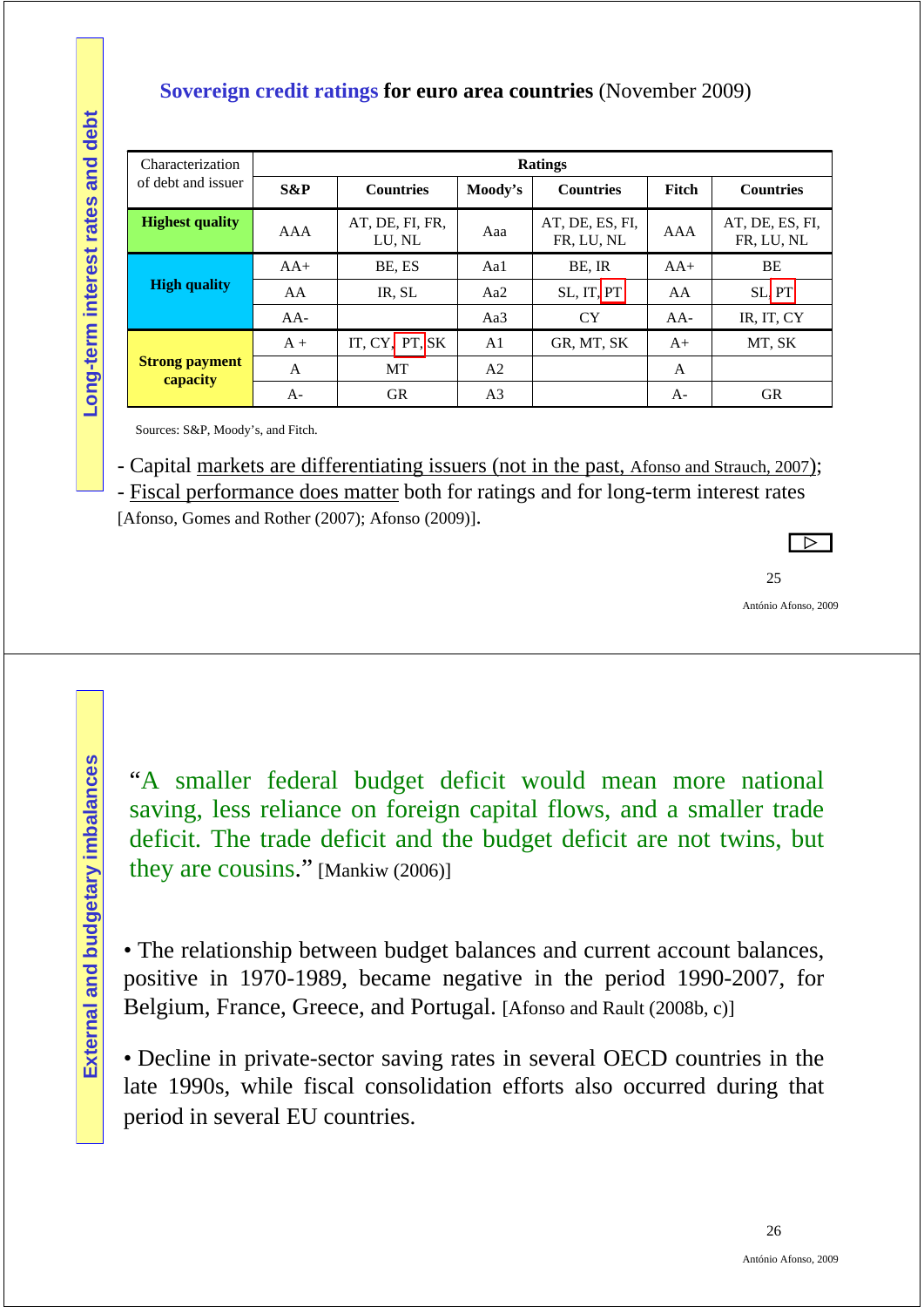Long-term interest rates and debt

## Sovereign credit ratings for euro area countries (November 2009)

| Characterization of debt and issuer | Ratings | | | | | |
|---|---|---|---|---|---|---|
| | S&P | Countries | Moody's | Countries | Fitch | Countries |
| **Highest quality** | AAA | AT, DE, FI, FR, LU, NL | Aaa | AT, DE, ES, FI, FR, LU, NL | AAA | AT, DE, ES, FI, FR, LU, NL |
| **High quality** | AA+ | BE, ES | Aa1 | BE, IR | AA+ | BE |
| | AA | IR, SL | Aa2 | SL, IT, PT | AA | SL, PT |
| | AA- | | Aa3 | CY | AA- | IR, IT, CY |
| **Strong payment capacity** | A + | IT, CY, PT, SK | A1 | GR, MT, SK | A+ | MT, SK |
| | A | MT | A2 | | A | |
| | A- | GR | A3 | | A- | GR |

Sources: S&P, Moody's, and Fitch.

- Capital markets are differentiating issuers (not in the past, Afonso and Strauch, 2007);
- Fiscal performance does matter both for ratings and for long-term interest rates [Afonso, Gomes and Rother (2007); Afonso (2009)].

External and budgetary imbalances

"A smaller federal budget deficit would mean more national saving, less reliance on foreign capital flows, and a smaller trade deficit. The trade deficit and the budget deficit are not twins, but they are cousins." [Mankiw (2006)]

- The relationship between budget balances and current account balances, positive in 1970-1989, became negative in the period 1990-2007, for Belgium, France, Greece, and Portugal. [Afonso and Rault (2008b, c)]

- Decline in private-sector saving rates in several OECD countries in the late 1990s, while fiscal consolidation efforts also occurred during that period in several EU countries.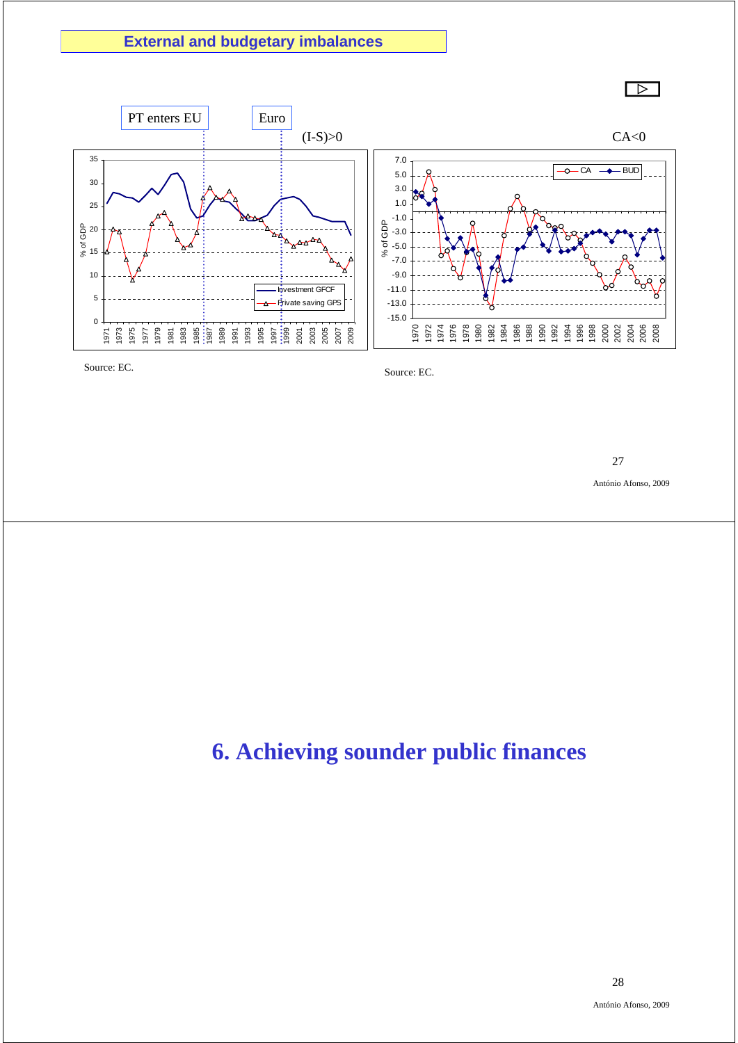## External and budgetary imbalances

PT enters EU

Euro

(I-S)>0

CA<0

Source: EC.

Source: EC.

# 6. Achieving sounder public finances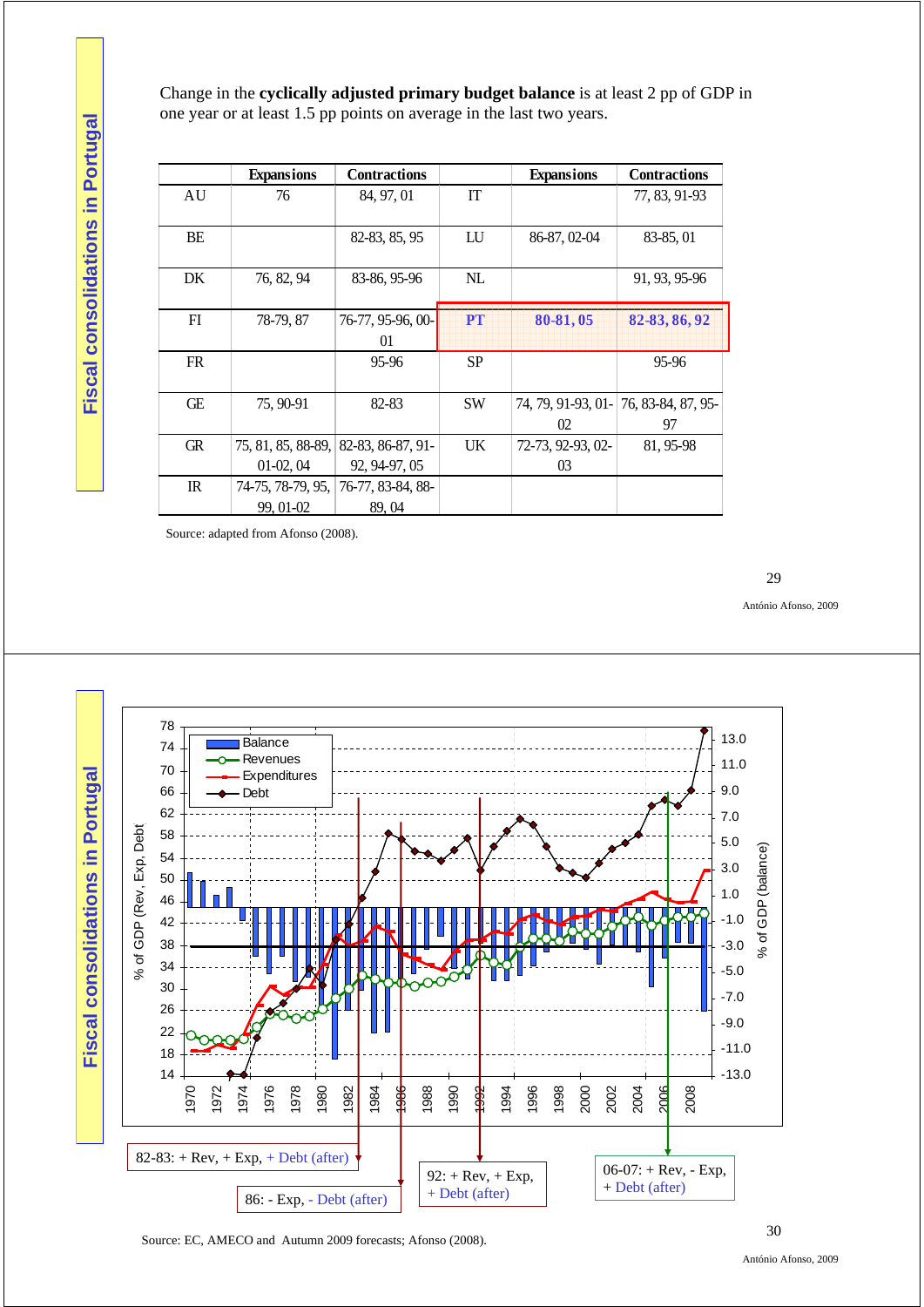## Fiscal consolidations in Portugal

Change in the **cyclically adjusted primary budget balance** is at least 2 pp of GDP in one year or at least 1.5 pp points on average in the last two years.

| | Expansions | Contractions | | Expansions | Contractions |
|---|---|---|---|---|---|
| AU | 76 | 84, 97, 01 | IT | | 77, 83, 91-93 |
| BE | | 82-83, 85, 95 | LU | 86-87, 02-04 | 83-85, 01 |
| DK | 76, 82, 94 | 83-86, 95-96 | NL | | 91, 93, 95-96 |
| FI | 78-79, 87 | 76-77, 95-96, 00-01 | **PT** | **80-81, 05** | **82-83, 86, 92** |
| FR | | 95-96 | SP | | 95-96 |
| GE | 75, 90-91 | 82-83 | SW | 74, 79, 91-93, 01-02 | 76, 83-84, 87, 95-97 |
| GR | 75, 81, 85, 88-89, 01-02, 04 | 82-83, 86-87, 91-92, 94-97, 05 | UK | 72-73, 92-93, 02-03 | 81, 95-98 |
| IR | 74-75, 78-79, 95, 99, 01-02 | 76-77, 83-84, 88-89, 04 | | | |

Source: adapted from Afonso (2008).

António Afonso, 2009

## Fiscal consolidations in Portugal

82-83: + Rev, + Exp, + Debt (after)

86: - Exp, - Debt (after)

92: + Rev, + Exp, + Debt (after)

06-07: + Rev, - Exp, + Debt (after)

Source: EC, AMECO and Autumn 2009 forecasts; Afonso (2008).

António Afonso, 2009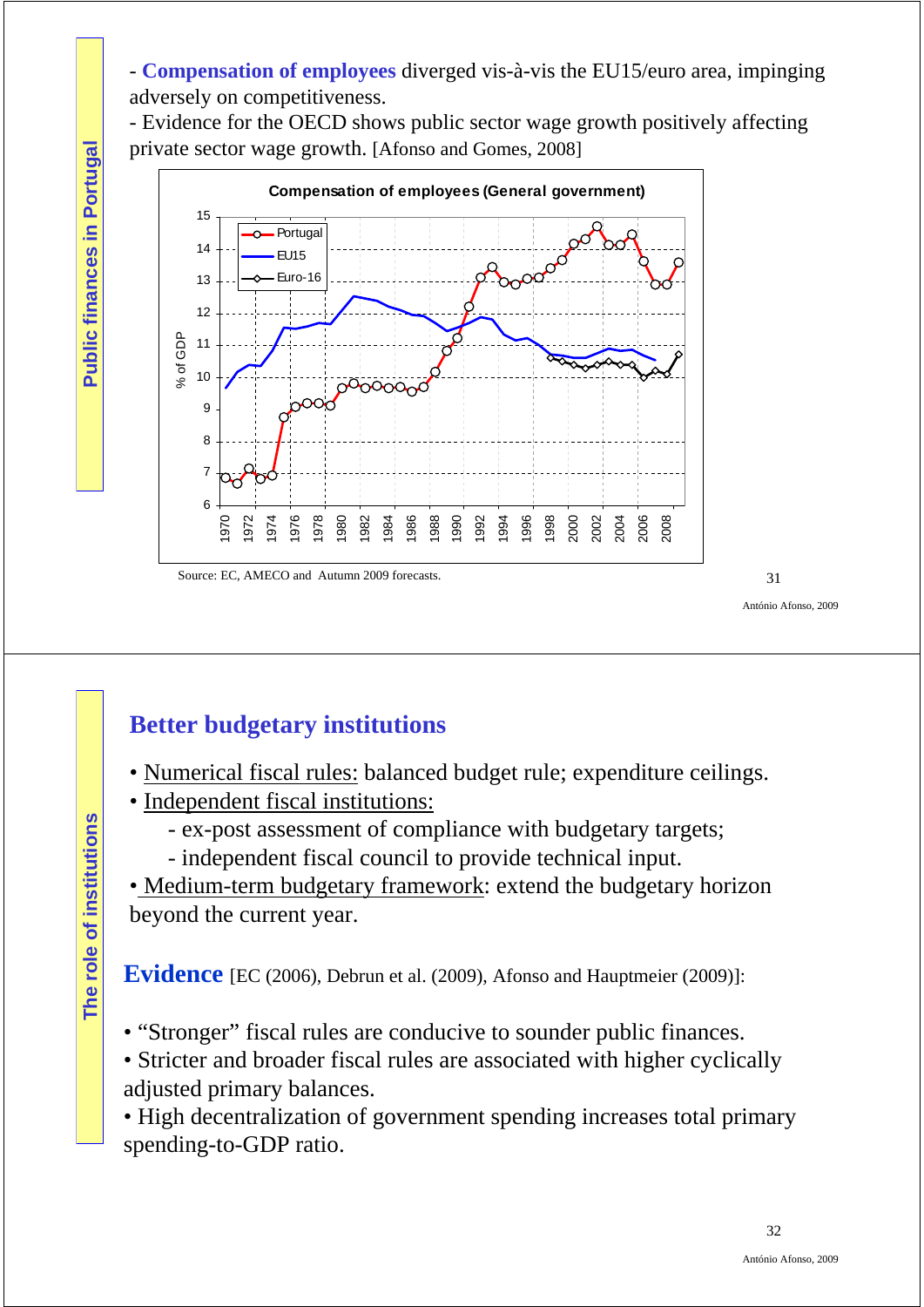## Public finances in Portugal

- **Compensation of employees** diverged vis-à-vis the EU15/euro area, impinging adversely on competitiveness.

- Evidence for the OECD shows public sector wage growth positively affecting private sector wage growth. [Afonso and Gomes, 2008]

**Compensation of employees (General government)**

Source: EC, AMECO and Autumn 2009 forecasts.

António Afonso, 2009

## The role of institutions

# Better budgetary institutions

- Numerical fiscal rules: balanced budget rule; expenditure ceilings.
- Independent fiscal institutions:
  - ex-post assessment of compliance with budgetary targets;
  - independent fiscal council to provide technical input.
- Medium-term budgetary framework: extend the budgetary horizon beyond the current year.

**Evidence** [EC (2006), Debrun et al. (2009), Afonso and Hauptmeier (2009)]:

- "Stronger" fiscal rules are conducive to sounder public finances.
- Stricter and broader fiscal rules are associated with higher cyclically adjusted primary balances.
- High decentralization of government spending increases total primary spending-to-GDP ratio.

António Afonso, 2009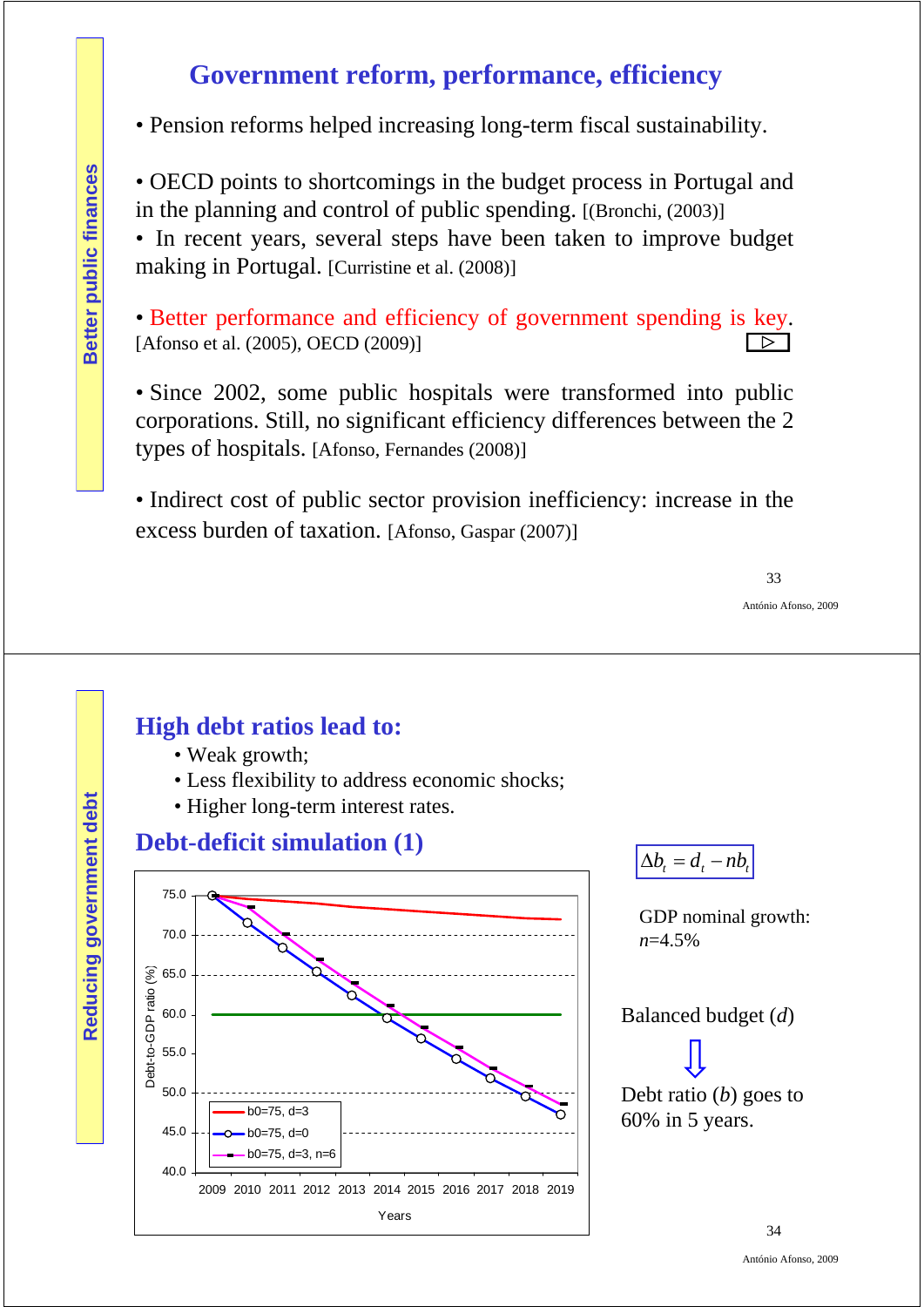## Government reform, performance, efficiency

*Better public finances*

- Pension reforms helped increasing long-term fiscal sustainability.

- OECD points to shortcomings in the budget process in Portugal and in the planning and control of public spending. [(Bronchi, (2003)]
- In recent years, several steps have been taken to improve budget making in Portugal. [Curristine et al. (2008)]

- Better performance and efficiency of government spending is key. [Afonso et al. (2005), OECD (2009)]

- Since 2002, some public hospitals were transformed into public corporations. Still, no significant efficiency differences between the 2 types of hospitals. [Afonso, Fernandes (2008)]

- Indirect cost of public sector provision inefficiency: increase in the excess burden of taxation. [Afonso, Gaspar (2007)]

António Afonso, 2009

---

*Reducing government debt*

## High debt ratios lead to:

- Weak growth;
- Less flexibility to address economic shocks;
- Higher long-term interest rates.

## Debt-deficit simulation (1)

Chart: Debt-to-GDP ratio (%) by Years, 2009–2019 (y-axis 40.0–75.0). Series: b0=75, d=3; b0=75, d=0; b0=75, d=3, n=6.

$$\Delta b_t = d_t - nb_t$$

GDP nominal growth: $n$=4.5%

Balanced budget ($d$)

⇓

Debt ratio ($b$) goes to 60% in 5 years.

António Afonso, 2009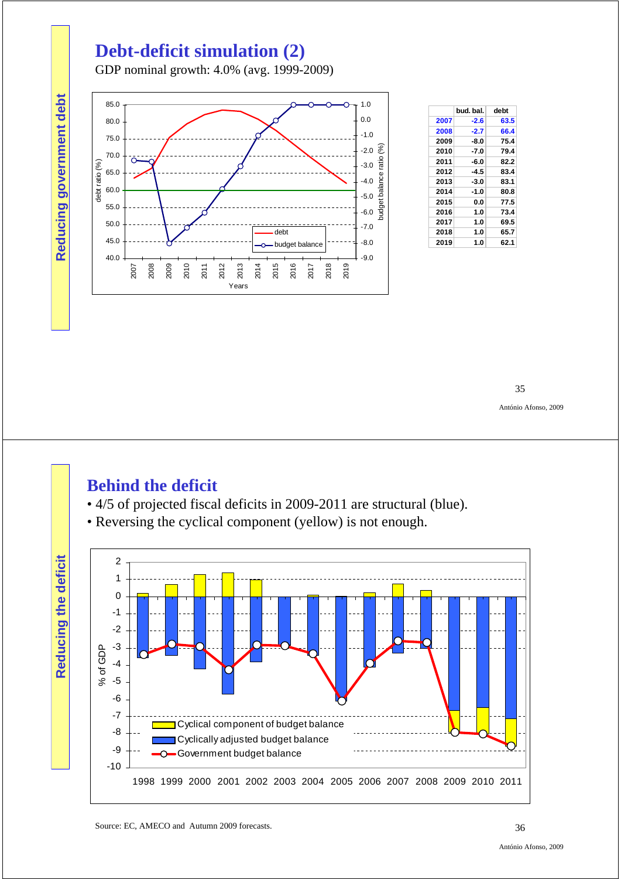# Debt-deficit simulation (2)

GDP nominal growth: 4.0% (avg. 1999-2009)

|  | bud. bal. | debt |
|---|---|---|
| 2007 | -2.6 | 63.5 |
| 2008 | -2.7 | 66.4 |
| 2009 | -8.0 | 75.4 |
| 2010 | -7.0 | 79.4 |
| 2011 | -6.0 | 82.2 |
| 2012 | -4.5 | 83.4 |
| 2013 | -3.0 | 83.1 |
| 2014 | -1.0 | 80.8 |
| 2015 | 0.0 | 77.5 |
| 2016 | 1.0 | 73.4 |
| 2017 | 1.0 | 69.5 |
| 2018 | 1.0 | 65.7 |
| 2019 | 1.0 | 62.1 |

# Behind the deficit

- 4/5 of projected fiscal deficits in 2009-2011 are structural (blue).
- Reversing the cyclical component (yellow) is not enough.

Source: EC, AMECO and Autumn 2009 forecasts.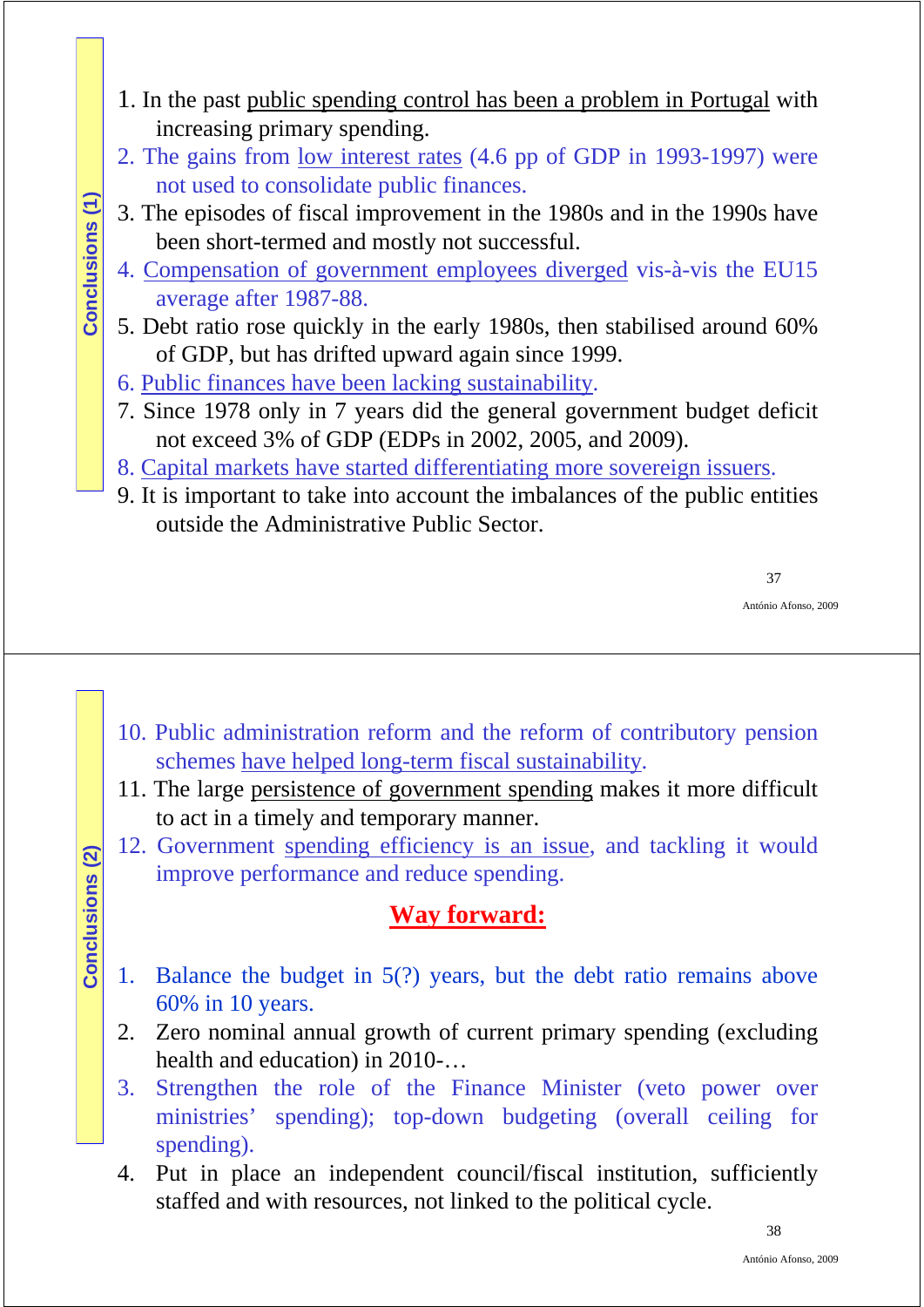## Conclusions (1)

1. In the past public spending control has been a problem in Portugal with increasing primary spending.
2. The gains from low interest rates (4.6 pp of GDP in 1993-1997) were not used to consolidate public finances.
3. The episodes of fiscal improvement in the 1980s and in the 1990s have been short-termed and mostly not successful.
4. Compensation of government employees diverged vis-à-vis the EU15 average after 1987-88.
5. Debt ratio rose quickly in the early 1980s, then stabilised around 60% of GDP, but has drifted upward again since 1999.
6. Public finances have been lacking sustainability.
7. Since 1978 only in 7 years did the general government budget deficit not exceed 3% of GDP (EDPs in 2002, 2005, and 2009).
8. Capital markets have started differentiating more sovereign issuers.
9. It is important to take into account the imbalances of the public entities outside the Administrative Public Sector.

## Conclusions (2)

10. Public administration reform and the reform of contributory pension schemes have helped long-term fiscal sustainability.
11. The large persistence of government spending makes it more difficult to act in a timely and temporary manner.
12. Government spending efficiency is an issue, and tackling it would improve performance and reduce spending.

### Way forward:

1. Balance the budget in 5(?) years, but the debt ratio remains above 60% in 10 years.
2. Zero nominal annual growth of current primary spending (excluding health and education) in 2010-…
3. Strengthen the role of the Finance Minister (veto power over ministries' spending); top-down budgeting (overall ceiling for spending).
4. Put in place an independent council/fiscal institution, sufficiently staffed and with resources, not linked to the political cycle.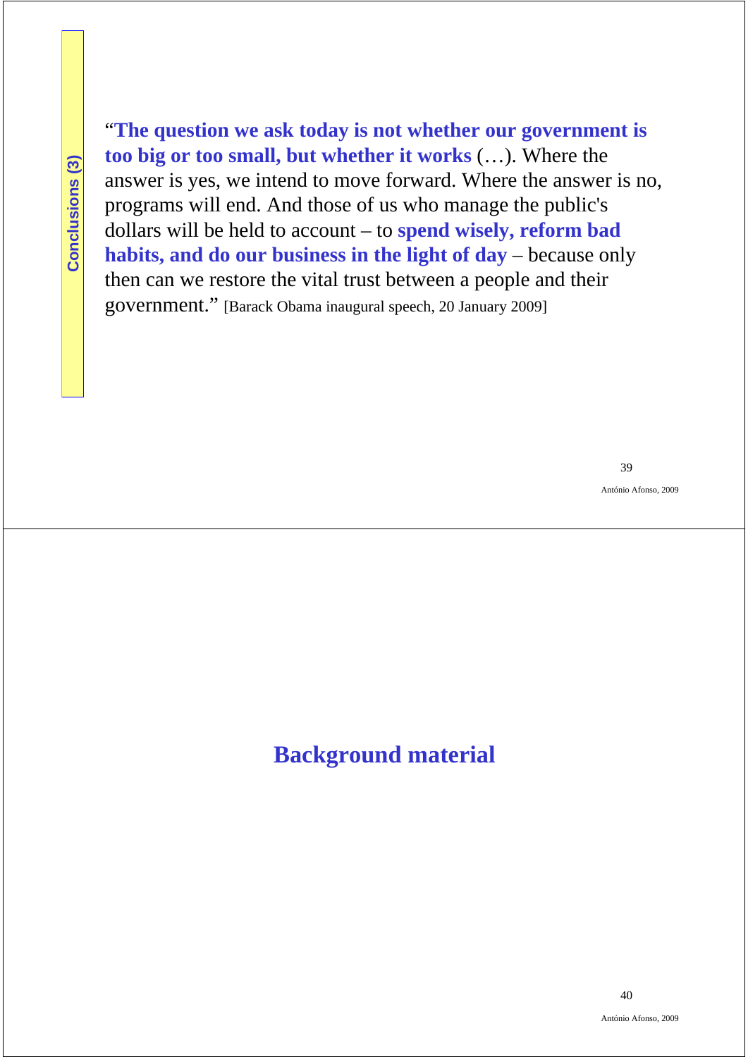## Conclusions (3)

"**The question we ask today is not whether our government is too big or too small, but whether it works** (…). Where the answer is yes, we intend to move forward. Where the answer is no, programs will end. And those of us who manage the public's dollars will be held to account – to **spend wisely, reform bad habits, and do our business in the light of day** – because only then can we restore the vital trust between a people and their government." [Barack Obama inaugural speech, 20 January 2009]

# Background material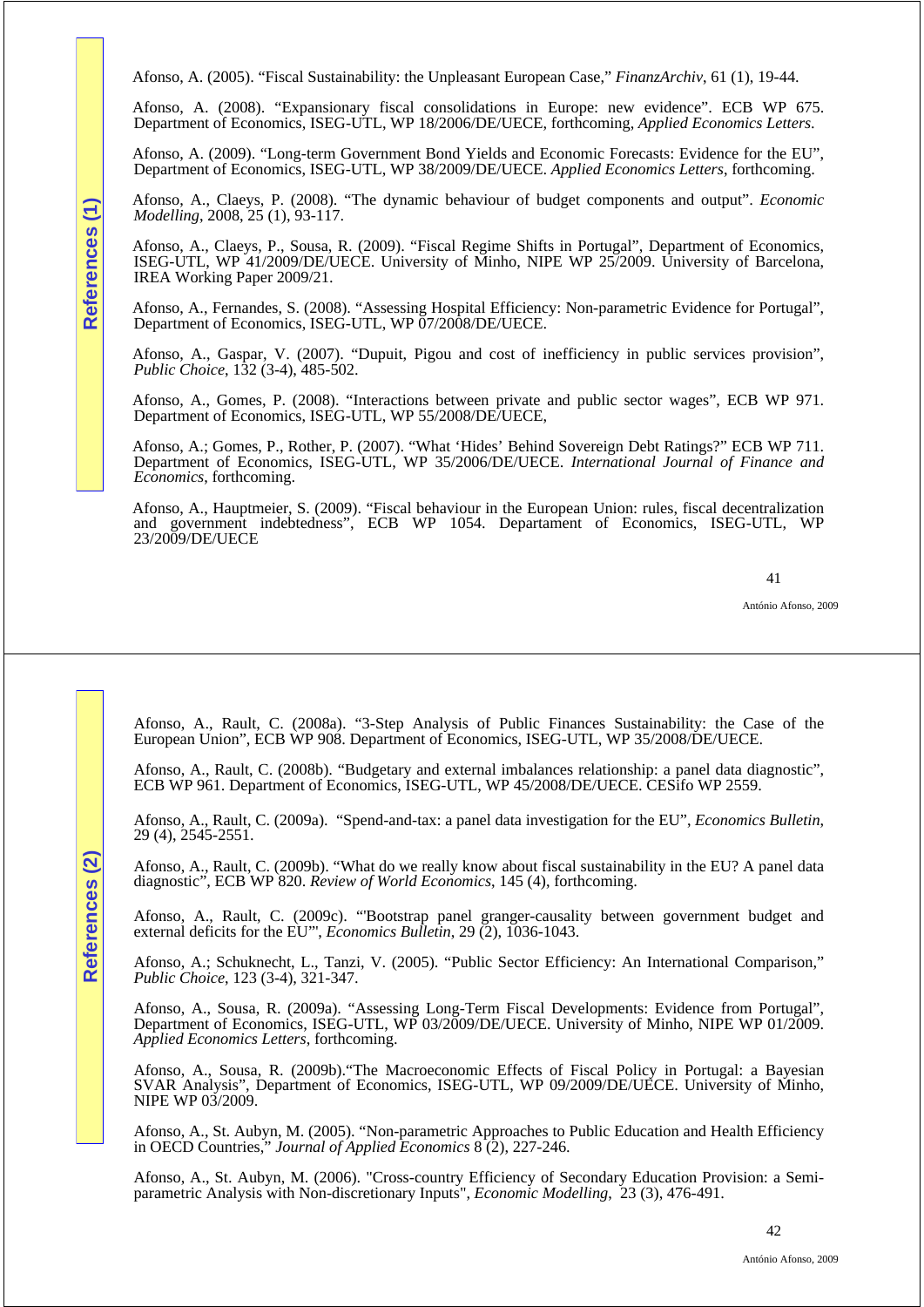## References (1)

Afonso, A. (2005). "Fiscal Sustainability: the Unpleasant European Case," *FinanzArchiv*, 61 (1), 19-44.

Afonso, A. (2008). "Expansionary fiscal consolidations in Europe: new evidence". ECB WP 675. Department of Economics, ISEG-UTL, WP 18/2006/DE/UECE, forthcoming, *Applied Economics Letters*.

Afonso, A. (2009). "Long-term Government Bond Yields and Economic Forecasts: Evidence for the EU", Department of Economics, ISEG-UTL, WP 38/2009/DE/UECE. *Applied Economics Letters*, forthcoming.

Afonso, A., Claeys, P. (2008). "The dynamic behaviour of budget components and output". *Economic Modelling*, 2008, 25 (1), 93-117.

Afonso, A., Claeys, P., Sousa, R. (2009). "Fiscal Regime Shifts in Portugal", Department of Economics, ISEG-UTL, WP 41/2009/DE/UECE. University of Minho, NIPE WP 25/2009. University of Barcelona, IREA Working Paper 2009/21.

Afonso, A., Fernandes, S. (2008). "Assessing Hospital Efficiency: Non-parametric Evidence for Portugal", Department of Economics, ISEG-UTL, WP 07/2008/DE/UECE.

Afonso, A., Gaspar, V. (2007). "Dupuit, Pigou and cost of inefficiency in public services provision", *Public Choice*, 132 (3-4), 485-502.

Afonso, A., Gomes, P. (2008). "Interactions between private and public sector wages", ECB WP 971. Department of Economics, ISEG-UTL, WP 55/2008/DE/UECE,

Afonso, A.; Gomes, P., Rother, P. (2007). "What 'Hides' Behind Sovereign Debt Ratings?" ECB WP 711. Department of Economics, ISEG-UTL, WP 35/2006/DE/UECE. *International Journal of Finance and Economics*, forthcoming.

Afonso, A., Hauptmeier, S. (2009). "Fiscal behaviour in the European Union: rules, fiscal decentralization and government indebtedness", ECB WP 1054. Departament of Economics, ISEG-UTL, WP 23/2009/DE/UECE

## References (2)

Afonso, A., Rault, C. (2008a). "3-Step Analysis of Public Finances Sustainability: the Case of the European Union", ECB WP 908. Department of Economics, ISEG-UTL, WP 35/2008/DE/UECE.

Afonso, A., Rault, C. (2008b). "Budgetary and external imbalances relationship: a panel data diagnostic", ECB WP 961. Department of Economics, ISEG-UTL, WP 45/2008/DE/UECE. CESifo WP 2559.

Afonso, A., Rault, C. (2009a). "Spend-and-tax: a panel data investigation for the EU", *Economics Bulletin*, 29 (4), 2545-2551.

Afonso, A., Rault, C. (2009b). "What do we really know about fiscal sustainability in the EU? A panel data diagnostic", ECB WP 820. *Review of World Economics*, 145 (4), forthcoming.

Afonso, A., Rault, C. (2009c). "'Bootstrap panel granger-causality between government budget and external deficits for the EU'", *Economics Bulletin*, 29 (2), 1036-1043.

Afonso, A.; Schuknecht, L., Tanzi, V. (2005). "Public Sector Efficiency: An International Comparison," *Public Choice*, 123 (3-4), 321-347.

Afonso, A., Sousa, R. (2009a). "Assessing Long-Term Fiscal Developments: Evidence from Portugal", Department of Economics, ISEG-UTL, WP 03/2009/DE/UECE. University of Minho, NIPE WP 01/2009. *Applied Economics Letters*, forthcoming.

Afonso, A., Sousa, R. (2009b)."The Macroeconomic Effects of Fiscal Policy in Portugal: a Bayesian SVAR Analysis", Department of Economics, ISEG-UTL, WP 09/2009/DE/UECE. University of Minho, NIPE WP 03/2009.

Afonso, A., St. Aubyn, M. (2005). "Non-parametric Approaches to Public Education and Health Efficiency in OECD Countries," *Journal of Applied Economics* 8 (2), 227-246.

Afonso, A., St. Aubyn, M. (2006). "Cross-country Efficiency of Secondary Education Provision: a Semi-parametric Analysis with Non-discretionary Inputs", *Economic Modelling*, 23 (3), 476-491.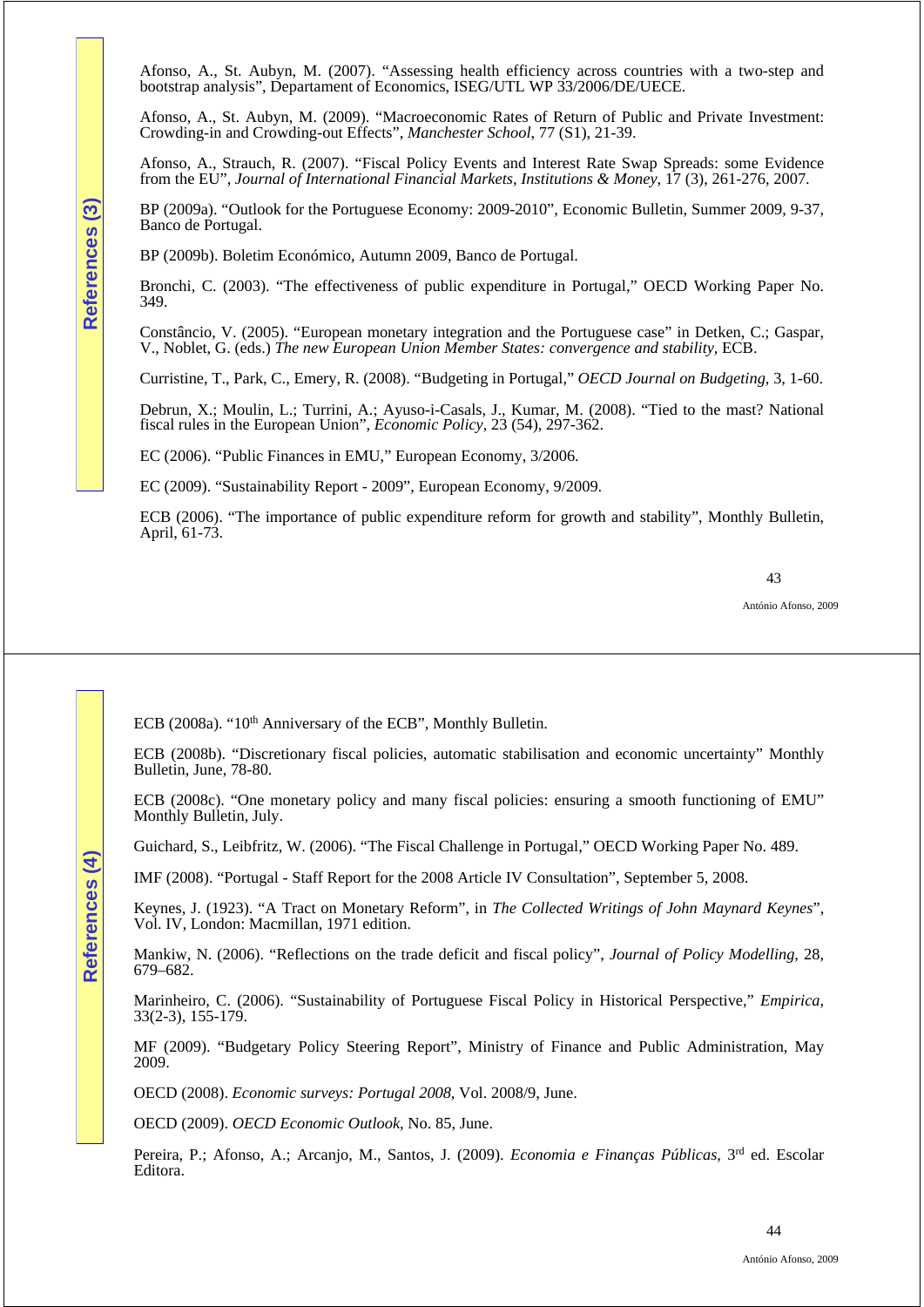## References (3)

Afonso, A., St. Aubyn, M. (2007). "Assessing health efficiency across countries with a two-step and bootstrap analysis", Departament of Economics, ISEG/UTL WP 33/2006/DE/UECE.

Afonso, A., St. Aubyn, M. (2009). "Macroeconomic Rates of Return of Public and Private Investment: Crowding-in and Crowding-out Effects", *Manchester School*, 77 (S1), 21-39.

Afonso, A., Strauch, R. (2007). "Fiscal Policy Events and Interest Rate Swap Spreads: some Evidence from the EU", *Journal of International Financial Markets, Institutions & Money*, 17 (3), 261-276, 2007.

BP (2009a). "Outlook for the Portuguese Economy: 2009-2010", Economic Bulletin, Summer 2009, 9-37, Banco de Portugal.

BP (2009b). Boletim Económico, Autumn 2009, Banco de Portugal.

Bronchi, C. (2003). "The effectiveness of public expenditure in Portugal," OECD Working Paper No. 349.

Constâncio, V. (2005). "European monetary integration and the Portuguese case" in Detken, C.; Gaspar, V., Noblet, G. (eds.) *The new European Union Member States: convergence and stability*, ECB.

Curristine, T., Park, C., Emery, R. (2008). "Budgeting in Portugal," *OECD Journal on Budgeting*, 3, 1-60.

Debrun, X.; Moulin, L.; Turrini, A.; Ayuso-i-Casals, J., Kumar, M. (2008). "Tied to the mast? National fiscal rules in the European Union", *Economic Policy*, 23 (54), 297-362.

EC (2006). "Public Finances in EMU," European Economy, 3/2006.

EC (2009). "Sustainability Report - 2009", European Economy, 9/2009.

ECB (2006). "The importance of public expenditure reform for growth and stability", Monthly Bulletin, April, 61-73.

## References (4)

ECB (2008a). "10th Anniversary of the ECB", Monthly Bulletin.

ECB (2008b). "Discretionary fiscal policies, automatic stabilisation and economic uncertainty" Monthly Bulletin, June, 78-80.

ECB (2008c). "One monetary policy and many fiscal policies: ensuring a smooth functioning of EMU" Monthly Bulletin, July.

Guichard, S., Leibfritz, W. (2006). "The Fiscal Challenge in Portugal," OECD Working Paper No. 489.

IMF (2008). "Portugal - Staff Report for the 2008 Article IV Consultation", September 5, 2008.

Keynes, J. (1923). "A Tract on Monetary Reform", in *The Collected Writings of John Maynard Keynes*", Vol. IV, London: Macmillan, 1971 edition.

Mankiw, N. (2006). "Reflections on the trade deficit and fiscal policy", *Journal of Policy Modelling*, 28, 679–682.

Marinheiro, C. (2006). "Sustainability of Portuguese Fiscal Policy in Historical Perspective," *Empirica*, 33(2-3), 155-179.

MF (2009). "Budgetary Policy Steering Report", Ministry of Finance and Public Administration, May 2009.

OECD (2008). *Economic surveys: Portugal 2008*, Vol. 2008/9, June.

OECD (2009). *OECD Economic Outlook*, No. 85, June.

Pereira, P.; Afonso, A.; Arcanjo, M., Santos, J. (2009). *Economia e Finanças Públicas*, 3rd ed. Escolar Editora.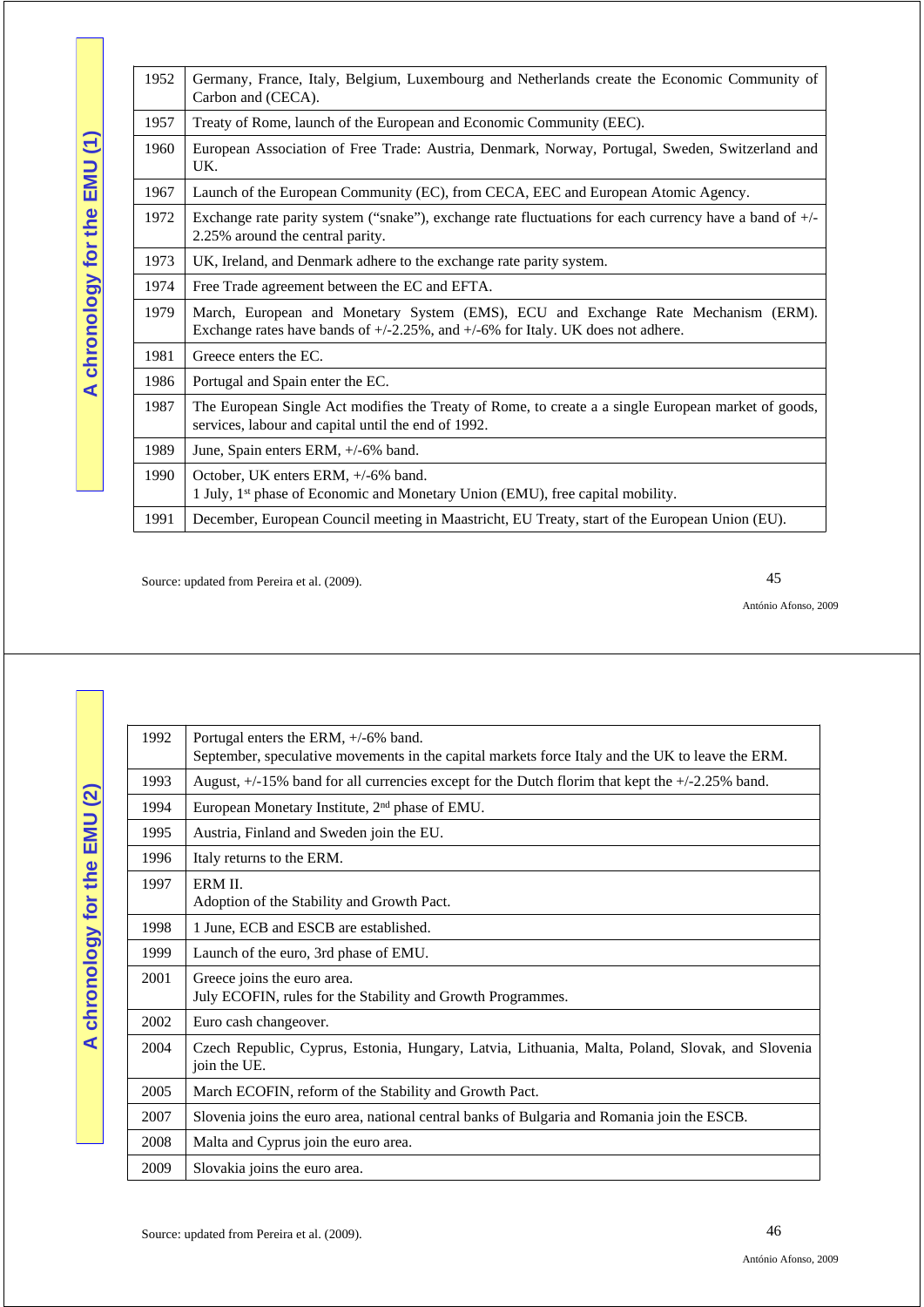## A chronology for the EMU (1)

| | |
|---|---|
| 1952 | Germany, France, Italy, Belgium, Luxembourg and Netherlands create the Economic Community of Carbon and (CECA). |
| 1957 | Treaty of Rome, launch of the European and Economic Community (EEC). |
| 1960 | European Association of Free Trade: Austria, Denmark, Norway, Portugal, Sweden, Switzerland and UK. |
| 1967 | Launch of the European Community (EC), from CECA, EEC and European Atomic Agency. |
| 1972 | Exchange rate parity system ("snake"), exchange rate fluctuations for each currency have a band of +/- 2.25% around the central parity. |
| 1973 | UK, Ireland, and Denmark adhere to the exchange rate parity system. |
| 1974 | Free Trade agreement between the EC and EFTA. |
| 1979 | March, European and Monetary System (EMS), ECU and Exchange Rate Mechanism (ERM). Exchange rates have bands of +/-2.25%, and +/-6% for Italy. UK does not adhere. |
| 1981 | Greece enters the EC. |
| 1986 | Portugal and Spain enter the EC. |
| 1987 | The European Single Act modifies the Treaty of Rome, to create a a single European market of goods, services, labour and capital until the end of 1992. |
| 1989 | June, Spain enters ERM, +/-6% band. |
| 1990 | October, UK enters ERM, +/-6% band.<br>1 July, 1st phase of Economic and Monetary Union (EMU), free capital mobility. |
| 1991 | December, European Council meeting in Maastricht, EU Treaty, start of the European Union (EU). |

Source: updated from Pereira et al. (2009).

António Afonso, 2009

## A chronology for the EMU (2)

| | |
|---|---|
| 1992 | Portugal enters the ERM, +/-6% band.<br>September, speculative movements in the capital markets force Italy and the UK to leave the ERM. |
| 1993 | August, +/-15% band for all currencies except for the Dutch florim that kept the +/-2.25% band. |
| 1994 | European Monetary Institute, 2nd phase of EMU. |
| 1995 | Austria, Finland and Sweden join the EU. |
| 1996 | Italy returns to the ERM. |
| 1997 | ERM II.<br>Adoption of the Stability and Growth Pact. |
| 1998 | 1 June, ECB and ESCB are established. |
| 1999 | Launch of the euro, 3rd phase of EMU. |
| 2001 | Greece joins the euro area.<br>July ECOFIN, rules for the Stability and Growth Programmes. |
| 2002 | Euro cash changeover. |
| 2004 | Czech Republic, Cyprus, Estonia, Hungary, Latvia, Lithuania, Malta, Poland, Slovak, and Slovenia join the UE. |
| 2005 | March ECOFIN, reform of the Stability and Growth Pact. |
| 2007 | Slovenia joins the euro area, national central banks of Bulgaria and Romania join the ESCB. |
| 2008 | Malta and Cyprus join the euro area. |
| 2009 | Slovakia joins the euro area. |

Source: updated from Pereira et al. (2009).

António Afonso, 2009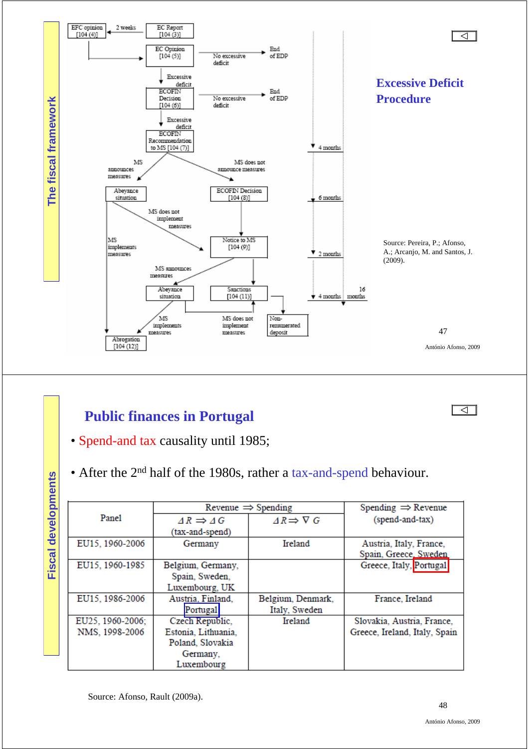## The fiscal framework

### Excessive Deficit Procedure

EFC opinion [104 (4)] ← 2 weeks ← EC Report [104 (3)]

EC Opinion [104 (5)] → No excessive deficit → End of EDP

Excessive deficit

ECOFIN Decision [104 (6)] → No excessive deficit → End of EDP

Excessive deficit

ECOFIN Recommendation to MS [104 (7)]

MS announces measures → Abeyance situation

MS does not announce measures → ECOFIN Decision [104 (8)]

MS does not implement measures → Notice to MS [104 (9)]

MS implements measures → Abrogation [104 (12)]

MS announces measures → Abeyance situation

Sanctions [104 (11)]

MS implements measures → Abrogation [104 (12)]

MS does not implement measures → Sanctions [104 (11)]

Non-remunerated deposit

4 months; 6 months; 2 months; 4 months; 16 months

Source: Pereira, P.; Afonso, A.; Arcanjo, M. and Santos, J. (2009).

António Afonso, 2009

## Fiscal developments

### Public finances in Portugal

- Spend-and tax causality until 1985;
- After the 2[nd] half of the 1980s, rather a tax-and-spend behaviour.

| Panel | Revenue ⇒ Spending | | Spending ⇒ Revenue (spend-and-tax) |
|---|---|---|---|
| | $\Delta R \Rightarrow \Delta G$ (tax-and-spend) | $\Delta R \Rightarrow \nabla G$ | |
| EU15, 1960-2006 | Germany | Ireland | Austria, Italy, France, Spain, Greece, Sweden |
| EU15, 1960-1985 | Belgium, Germany, Spain, Sweden, Luxembourg, UK | | Greece, Italy, Portugal |
| EU15, 1986-2006 | Austria, Finland, Portugal | Belgium, Denmark, Italy, Sweden | France, Ireland |
| EU25, 1960-2006; NMS, 1998-2006 | Czech Republic, Estonia, Lithuania, Poland, Slovakia Germany, Luxembourg | Ireland | Slovakia, Austria, France, Greece, Ireland, Italy, Spain |

Source: Afonso, Rault (2009a).

António Afonso, 2009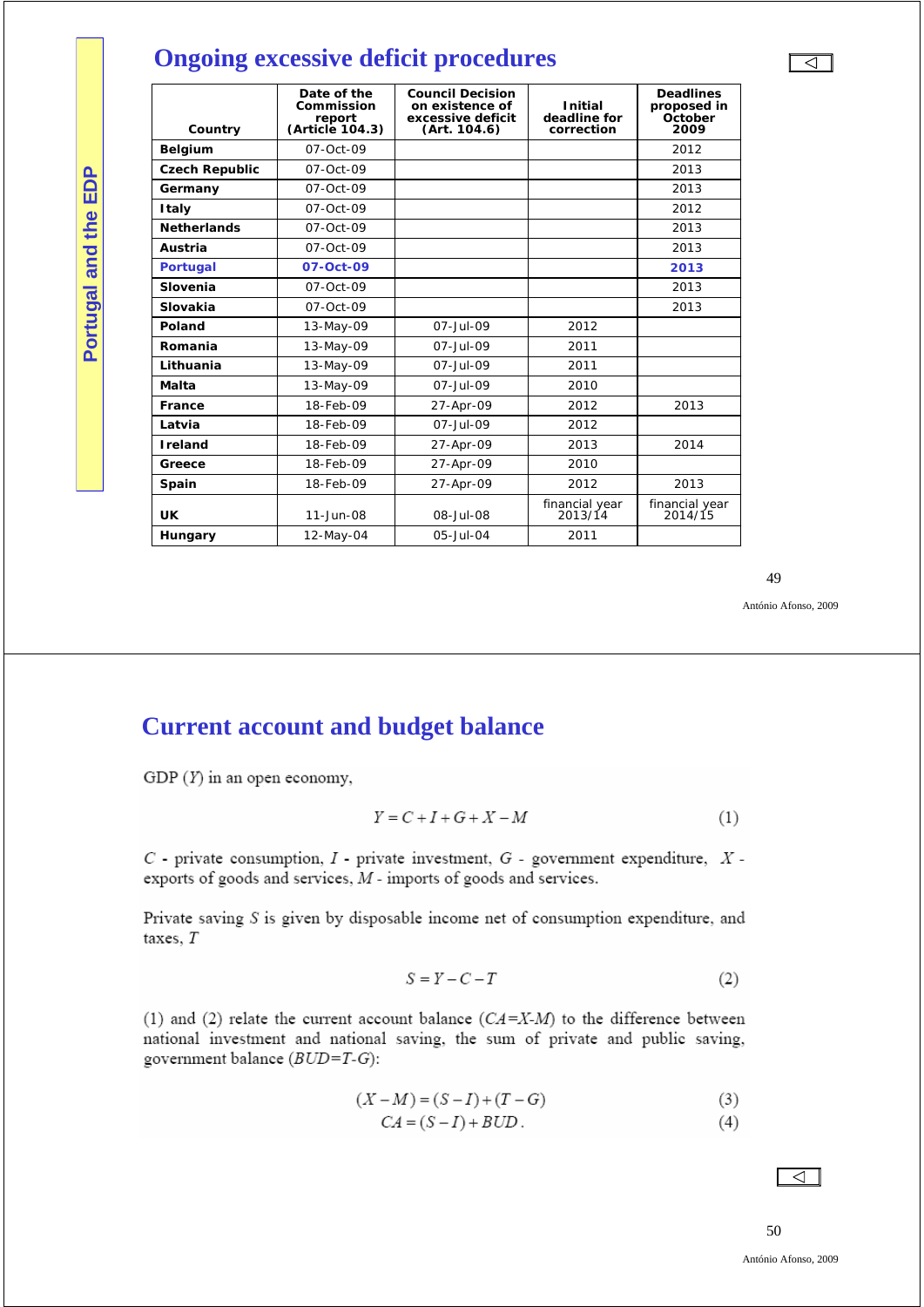## Ongoing excessive deficit procedures

Portugal and the EDP

| Country | Date of the Commission report (Article 104.3) | Council Decision on existence of excessive deficit (Art. 104.6) | Initial deadline for correction | Deadlines proposed in October 2009 |
|---|---|---|---|---|
| **Belgium** | 07-Oct-09 | | | 2012 |
| **Czech Republic** | 07-Oct-09 | | | 2013 |
| **Germany** | 07-Oct-09 | | | 2013 |
| **Italy** | 07-Oct-09 | | | 2012 |
| **Netherlands** | 07-Oct-09 | | | 2013 |
| **Austria** | 07-Oct-09 | | | 2013 |
| **Portugal** | **07-Oct-09** | | | **2013** |
| **Slovenia** | 07-Oct-09 | | | 2013 |
| **Slovakia** | 07-Oct-09 | | | 2013 |
| **Poland** | 13-May-09 | 07-Jul-09 | 2012 | |
| **Romania** | 13-May-09 | 07-Jul-09 | 2011 | |
| **Lithuania** | 13-May-09 | 07-Jul-09 | 2011 | |
| **Malta** | 13-May-09 | 07-Jul-09 | 2010 | |
| **France** | 18-Feb-09 | 27-Apr-09 | 2012 | 2013 |
| **Latvia** | 18-Feb-09 | 07-Jul-09 | 2012 | |
| **Ireland** | 18-Feb-09 | 27-Apr-09 | 2013 | 2014 |
| **Greece** | 18-Feb-09 | 27-Apr-09 | 2010 | |
| **Spain** | 18-Feb-09 | 27-Apr-09 | 2012 | 2013 |
| **UK** | 11-Jun-08 | 08-Jul-08 | financial year 2013/14 | financial year 2014/15 |
| **Hungary** | 12-May-04 | 05-Jul-04 | 2011 | |

António Afonso, 2009

## Current account and budget balance

GDP ($Y$) in an open economy,

$$Y = C + I + G + X - M \tag{1}$$

$C$ - private consumption, $I$ - private investment, $G$ - government expenditure, $X$ - exports of goods and services, $M$ - imports of goods and services.

Private saving $S$ is given by disposable income net of consumption expenditure, and taxes, $T$

$$S = Y - C - T \tag{2}$$

(1) and (2) relate the current account balance ($CA=X-M$) to the difference between national investment and national saving, the sum of private and public saving, government balance ($BUD=T-G$):

$$(X - M) = (S - I) + (T - G) \tag{3}$$

$$CA = (S - I) + BUD. \tag{4}$$

António Afonso, 2009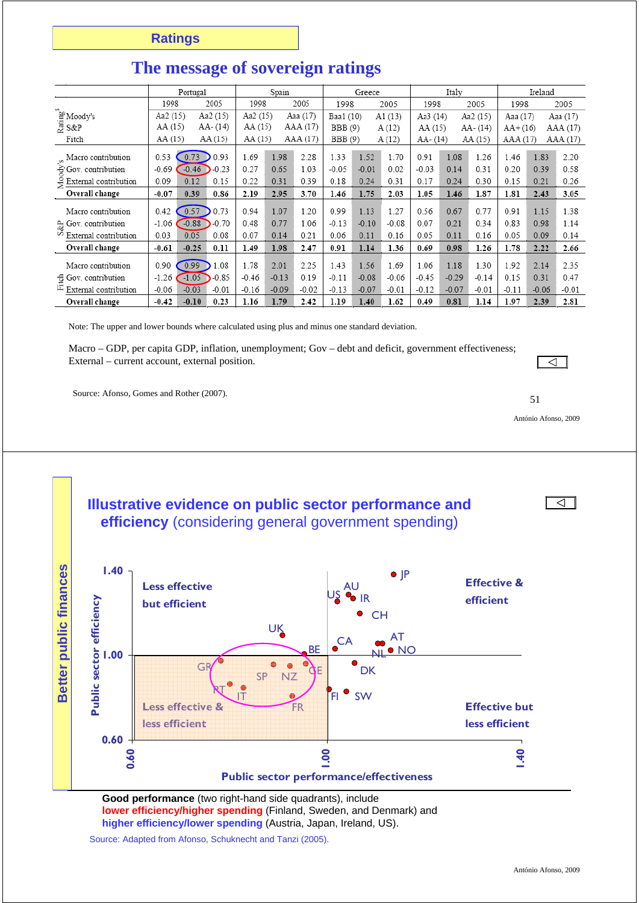## Ratings

# The message of sovereign ratings

| | | Portugal | | | Spain | | | Greece | | | Italy | | | Ireland | | |
|---|---|---|---|---|---|---|---|---|---|---|---|---|---|---|---|---|
| | | 1998 | | 2005 | 1998 | | 2005 | 1998 | | 2005 | 1998 | | 2005 | 1998 | | 2005 |
| Rating[$] | Moody's | Aa2 (15) | | Aa2 (15) | Aa2 (15) | | Aaa (17) | Baa1 (10) | | A1 (13) | Aa3 (14) | | Aa2 (15) | Aaa (17) | | Aaa (17) |
| | S&P | AA (15) | | AA- (14) | AA (15) | | AAA (17) | BBB (9) | | A (12) | AA (15) | | AA- (14) | AA+ (16) | | AAA (17) |
| | Fitch | AA (15) | | AA (15) | AA (15) | | AAA (17) | BBB (9) | | A (12) | AA- (14) | | AA (15) | AAA (17) | | AAA (17) |
| Moody's | Macro contribution | 0.53 | 0.73 | 0.93 | 1.69 | 1.98 | 2.28 | 1.33 | 1.52 | 1.70 | 0.91 | 1.08 | 1.26 | 1.46 | 1.83 | 2.20 |
| | Gov. contribution | -0.69 | -0.46 | -0.23 | 0.27 | 0.65 | 1.03 | -0.05 | -0.01 | 0.02 | -0.03 | 0.14 | 0.31 | 0.20 | 0.39 | 0.58 |
| | External contribution | 0.09 | 0.12 | 0.15 | 0.22 | 0.31 | 0.39 | 0.18 | 0.24 | 0.31 | 0.17 | 0.24 | 0.30 | 0.15 | 0.21 | 0.26 |
| | **Overall change** | **-0.07** | **0.39** | **0.86** | **2.19** | **2.95** | **3.70** | **1.46** | **1.75** | **2.03** | **1.05** | **1.46** | **1.87** | **1.81** | **2.43** | **3.05** |
| S&P | Macro contribution | 0.42 | 0.57 | 0.73 | 0.94 | 1.07 | 1.20 | 0.99 | 1.13 | 1.27 | 0.56 | 0.67 | 0.77 | 0.91 | 1.15 | 1.38 |
| | Gov. contribution | -1.06 | -0.88 | -0.70 | 0.48 | 0.77 | 1.06 | -0.13 | -0.10 | -0.08 | 0.07 | 0.21 | 0.34 | 0.83 | 0.98 | 1.14 |
| | External contribution | 0.03 | 0.05 | 0.08 | 0.07 | 0.14 | 0.21 | 0.06 | 0.11 | 0.16 | 0.05 | 0.11 | 0.16 | 0.05 | 0.09 | 0.14 |
| | **Overall change** | **-0.61** | **-0.25** | **0.11** | **1.49** | **1.98** | **2.47** | **0.91** | **1.14** | **1.36** | **0.69** | **0.98** | **1.26** | **1.78** | **2.22** | **2.66** |
| Fitch | Macro contribution | 0.90 | 0.99 | 1.08 | 1.78 | 2.01 | 2.25 | 1.43 | 1.56 | 1.69 | 1.06 | 1.18 | 1.30 | 1.92 | 2.14 | 2.35 |
| | Gov. contribution | -1.26 | -1.05 | -0.85 | -0.46 | -0.13 | 0.19 | -0.11 | -0.08 | -0.06 | -0.45 | -0.29 | -0.14 | 0.15 | 0.31 | 0.47 |
| | External contribution | -0.06 | -0.03 | -0.01 | -0.16 | -0.09 | -0.02 | -0.13 | -0.07 | -0.01 | -0.12 | -0.07 | -0.01 | -0.11 | -0.06 | -0.01 |
| | **Overall change** | **-0.42** | **-0.10** | **0.23** | **1.16** | **1.79** | **2.42** | **1.19** | **1.40** | **1.62** | **0.49** | **0.81** | **1.14** | **1.97** | **2.39** | **2.81** |

Note: The upper and lower bounds where calculated using plus and minus one standard deviation.

Macro – GDP, per capita GDP, inflation, unemployment; Gov – debt and deficit, government effectiveness; External – current account, external position.

Source: Afonso, Gomes and Rother (2007).

## Better public finances

# Illustrative evidence on public sector performance and efficiency (considering general government spending)

**Good performance** (two right-hand side quadrants), include **lower efficiency/higher spending** (Finland, Sweden, and Denmark) and **higher efficiency/lower spending** (Austria, Japan, Ireland, US).

Source: Adapted from Afonso, Schuknecht and Tanzi (2005).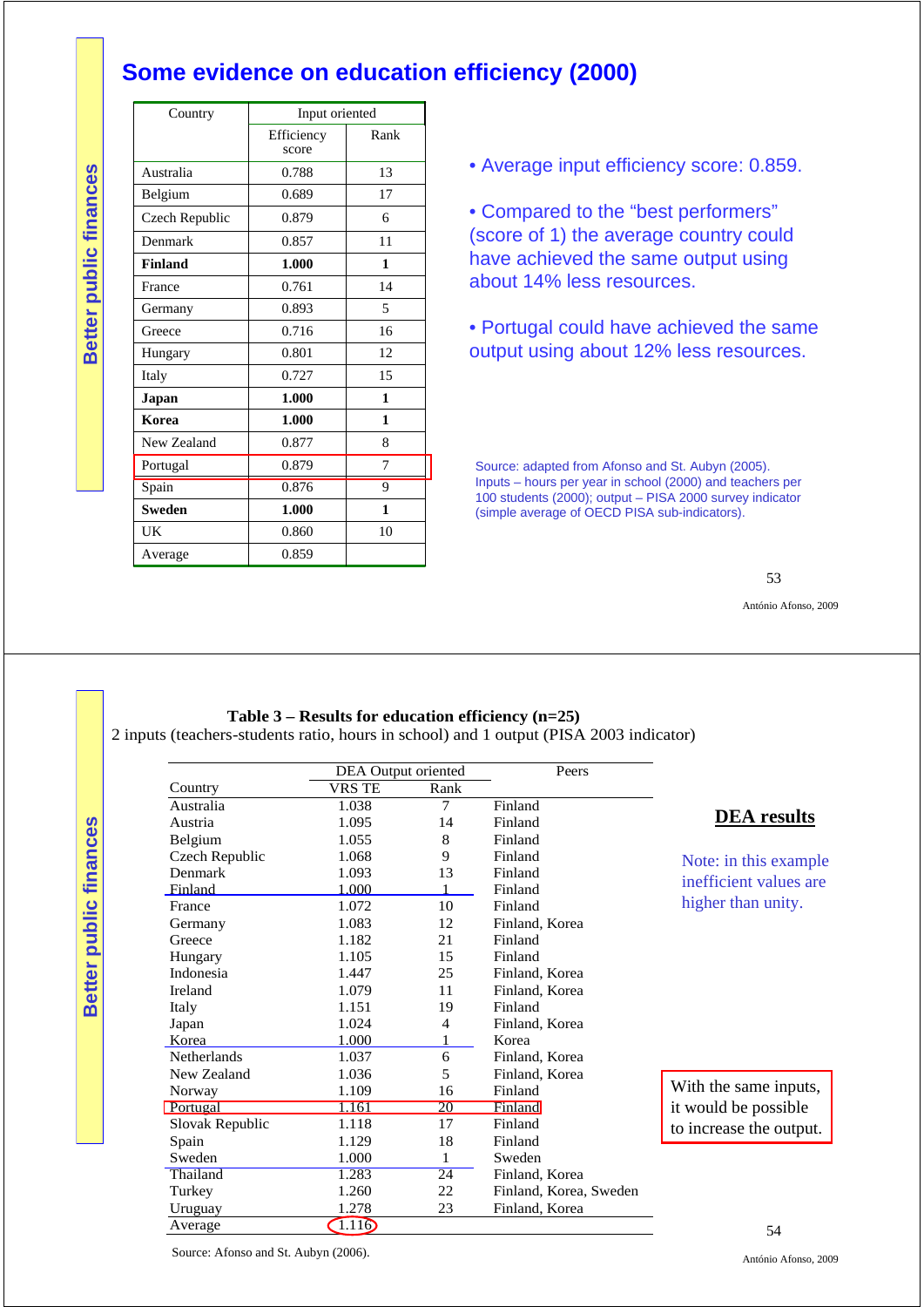## Some evidence on education efficiency (2000)

| Country | Input oriented | |
|---|---|---|
| | Efficiency score | Rank |
| Australia | 0.788 | 13 |
| Belgium | 0.689 | 17 |
| Czech Republic | 0.879 | 6 |
| Denmark | 0.857 | 11 |
| **Finland** | **1.000** | **1** |
| France | 0.761 | 14 |
| Germany | 0.893 | 5 |
| Greece | 0.716 | 16 |
| Hungary | 0.801 | 12 |
| Italy | 0.727 | 15 |
| **Japan** | **1.000** | **1** |
| **Korea** | **1.000** | **1** |
| New Zealand | 0.877 | 8 |
| Portugal | 0.879 | 7 |
| Spain | 0.876 | 9 |
| **Sweden** | **1.000** | **1** |
| UK | 0.860 | 10 |
| Average | 0.859 | |

- Average input efficiency score: 0.859.
- Compared to the "best performers" (score of 1) the average country could have achieved the same output using about 14% less resources.
- Portugal could have achieved the same output using about 12% less resources.

Source: adapted from Afonso and St. Aubyn (2005). Inputs – hours per year in school (2000) and teachers per 100 students (2000); output – PISA 2000 survey indicator (simple average of OECD PISA sub-indicators).

António Afonso, 2009

---

**Table 3 – Results for education efficiency (n=25)**

2 inputs (teachers-students ratio, hours in school) and 1 output (PISA 2003 indicator)

| Country | DEA Output oriented | | Peers |
|---|---|---|---|
| | VRS TE | Rank | |
| Australia | 1.038 | 7 | Finland |
| Austria | 1.095 | 14 | Finland |
| Belgium | 1.055 | 8 | Finland |
| Czech Republic | 1.068 | 9 | Finland |
| Denmark | 1.093 | 13 | Finland |
| Finland | 1.000 | 1 | Finland |
| France | 1.072 | 10 | Finland |
| Germany | 1.083 | 12 | Finland, Korea |
| Greece | 1.182 | 21 | Finland |
| Hungary | 1.105 | 15 | Finland |
| Indonesia | 1.447 | 25 | Finland, Korea |
| Ireland | 1.079 | 11 | Finland, Korea |
| Italy | 1.151 | 19 | Finland |
| Japan | 1.024 | 4 | Finland, Korea |
| Korea | 1.000 | 1 | Korea |
| Netherlands | 1.037 | 6 | Finland, Korea |
| New Zealand | 1.036 | 5 | Finland, Korea |
| Norway | 1.109 | 16 | Finland |
| Portugal | 1.161 | 20 | Finland |
| Slovak Republic | 1.118 | 17 | Finland |
| Spain | 1.129 | 18 | Finland |
| Sweden | 1.000 | 1 | Sweden |
| Thailand | 1.283 | 24 | Finland, Korea |
| Turkey | 1.260 | 22 | Finland, Korea, Sweden |
| Uruguay | 1.278 | 23 | Finland, Korea |
| Average | 1.116 | | |

Source: Afonso and St. Aubyn (2006).

**DEA results**

Note: in this example inefficient values are higher than unity.

With the same inputs, it would be possible to increase the output.

António Afonso, 2009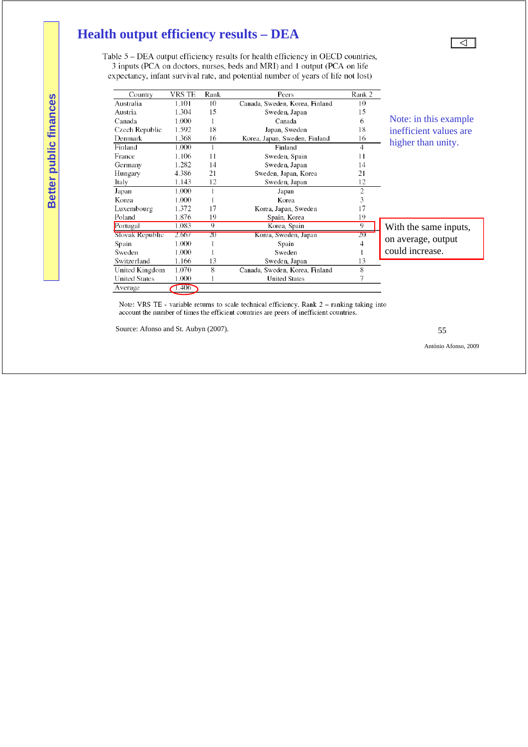## Health output efficiency results – DEA

Table 5 – DEA output efficiency results for health efficiency in OECD countries, 3 inputs (PCA on doctors, nurses, beds and MRI) and 1 output (PCA on life expectancy, infant survival rate, and potential number of years of life not lost)

| Country | VRS TE | Rank | Peers | Rank 2 |
|---|---|---|---|---|
| Australia | 1.101 | 10 | Canada, Sweden, Korea, Finland | 10 |
| Austria | 1.304 | 15 | Sweden, Japan | 15 |
| Canada | 1.000 | 1 | Canada | 6 |
| Czech Republic | 1.592 | 18 | Japan, Sweden | 18 |
| Denmark | 1.368 | 16 | Korea, Japan, Sweden, Finland | 16 |
| Finland | 1.000 | 1 | Finland | 4 |
| France | 1.106 | 11 | Sweden, Spain | 11 |
| Germany | 1.282 | 14 | Sweden, Japan | 14 |
| Hungary | 4.386 | 21 | Sweden, Japan, Korea | 21 |
| Italy | 1.143 | 12 | Sweden, Japan | 12 |
| Japan | 1.000 | 1 | Japan | 2 |
| Korea | 1.000 | 1 | Korea | 3 |
| Luxembourg | 1.372 | 17 | Korea, Japan, Sweden | 17 |
| Poland | 1.876 | 19 | Spain, Korea | 19 |
| Portugal | 1.083 | 9 | Korea, Spain | 9 |
| Slovak Republic | 2.667 | 20 | Korea, Sweden, Japan | 20 |
| Spain | 1.000 | 1 | Spain | 4 |
| Sweden | 1.000 | 1 | Sweden | 1 |
| Switzerland | 1.166 | 13 | Sweden, Japan | 13 |
| United Kingdom | 1.070 | 8 | Canada, Sweden, Korea, Finland | 8 |
| United States | 1.000 | 1 | United States | 7 |
| Average | 1.406 | | | |

Note: VRS TE - variable returns to scale technical efficiency. Rank 2 – ranking taking into account the number of times the efficient countries are peers of inefficient countries.

Source: Afonso and St. Aubyn (2007).

Note: in this example inefficient values are higher than unity.

With the same inputs, on average, output could increase.

António Afonso, 2009